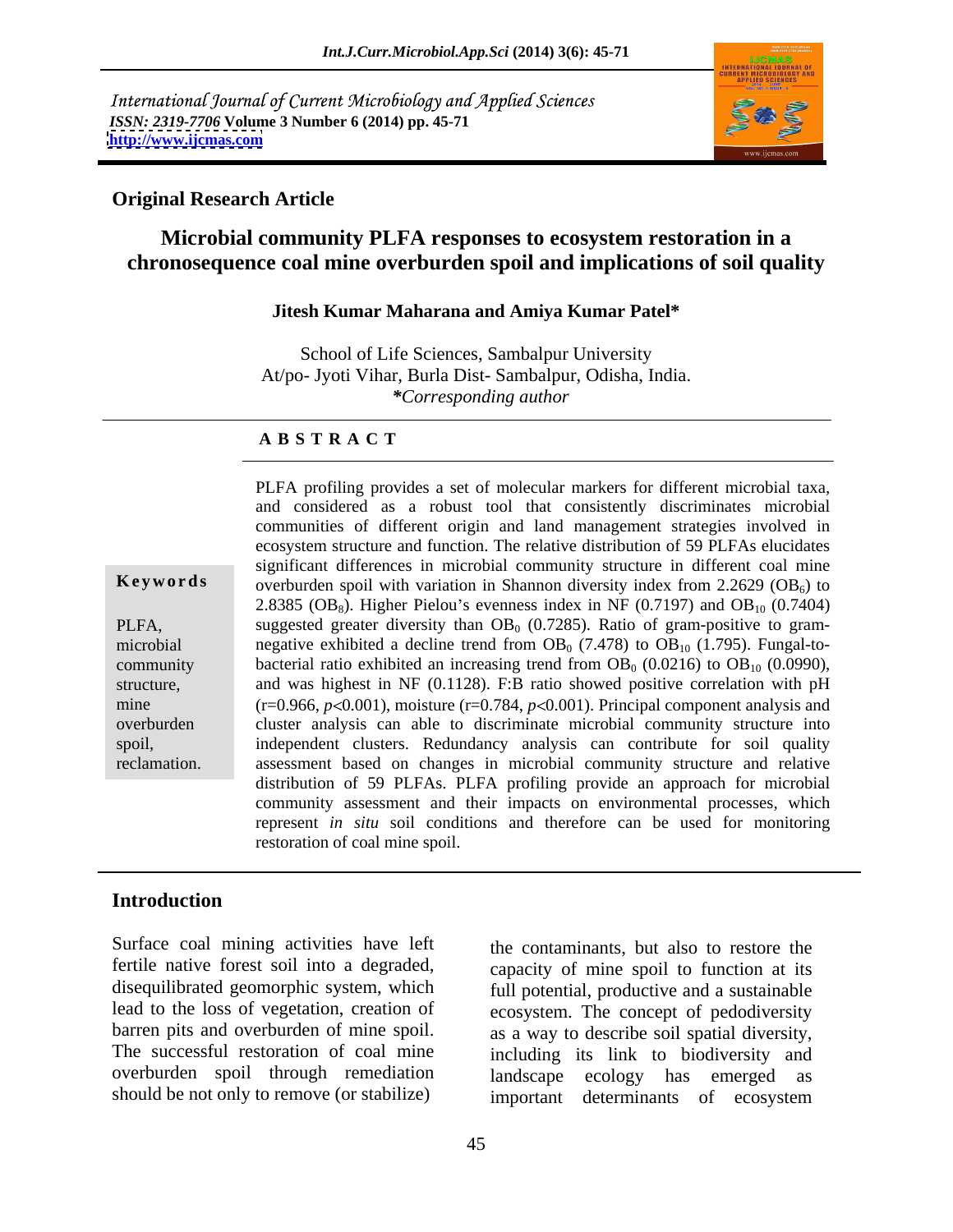International Journal of Current Microbiology and Applied Sciences
*ISSN: 2319-7706* **Volume 3 Number 6 (2014) pp. 45-71**
**http://www.ijcmas.com**

**Original Research Article**

# Microbial community PLFA responses to ecosystem restoration in a chronosequence coal mine overburden spoil and implications of soil quality

**Jitesh Kumar Maharana and Amiya Kumar Patel***

School of Life Sciences, Sambalpur University
At/po- Jyoti Vihar, Burla Dist- Sambalpur, Odisha, India.
***Corresponding author*

## ABSTRACT

**Keywords**

PLFA, microbial community structure, mine overburden spoil, reclamation.

PLFA profiling provides a set of molecular markers for different microbial taxa, and considered as a robust tool that consistently discriminates microbial communities of different origin and land management strategies involved in ecosystem structure and function. The relative distribution of 59 PLFAs elucidates significant differences in microbial community structure in different coal mine overburden spoil with variation in Shannon diversity index from 2.2629 ($OB_6$) to 2.8385 ($OB_8$). Higher Pielou's evenness index in NF (0.7197) and $OB_{10}$ (0.7404) suggested greater diversity than $OB_0$ (0.7285). Ratio of gram-positive to gram-negative exhibited a decline trend from $OB_0$ (7.478) to $OB_{10}$ (1.795). Fungal-to-bacterial ratio exhibited an increasing trend from $OB_0$ (0.0216) to $OB_{10}$ (0.0990), and was highest in NF (0.1128). F:B ratio showed positive correlation with pH ($r=0.966$, $p<0.001$), moisture ($r=0.784$, $p<0.001$). Principal component analysis and cluster analysis can able to discriminate microbial community structure into independent clusters. Redundancy analysis can contribute for soil quality assessment based on changes in microbial community structure and relative distribution of 59 PLFAs. PLFA profiling provide an approach for microbial community assessment and their impacts on environmental processes, which represent *in situ* soil conditions and therefore can be used for monitoring restoration of coal mine spoil.

## Introduction

Surface coal mining activities have left fertile native forest soil into a degraded, disequilibrated geomorphic system, which lead to the loss of vegetation, creation of barren pits and overburden of mine spoil. The successful restoration of coal mine overburden spoil through remediation should be not only to remove (or stabilize) the contaminants, but also to restore the capacity of mine spoil to function at its full potential, productive and a sustainable ecosystem. The concept of pedodiversity as a way to describe soil spatial diversity, including its link to biodiversity and landscape ecology has emerged as important determinants of ecosystem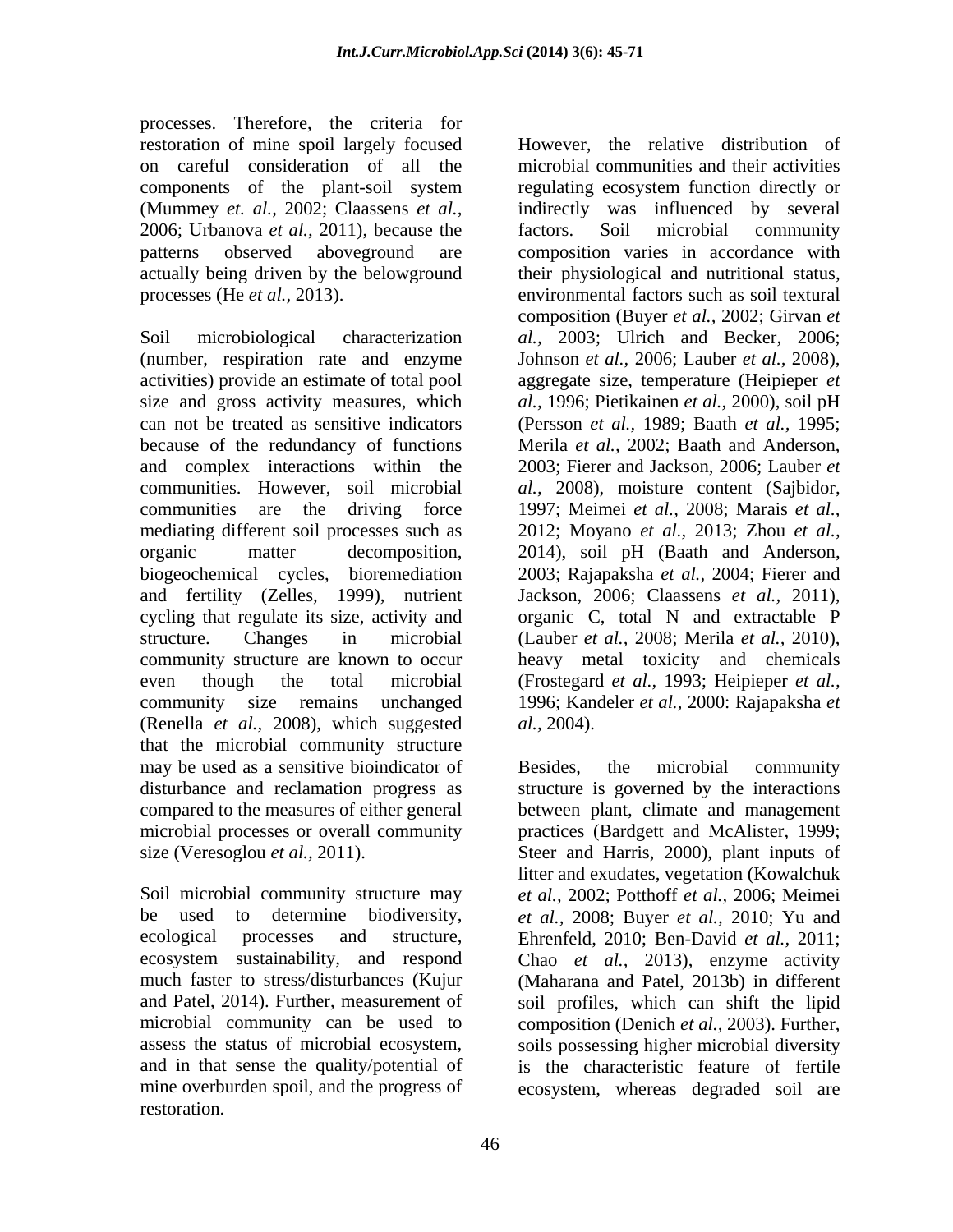processes. Therefore, the criteria for restoration of mine spoil largely focused on careful consideration of all the components of the plant-soil system (Mummey *et. al.,* 2002; Claassens *et al.,* 2006; Urbanova *et al.,* 2011), because the patterns observed aboveground are actually being driven by the belowground processes (He *et al.,* 2013).

Soil microbiological characterization (number, respiration rate and enzyme activities) provide an estimate of total pool size and gross activity measures, which can not be treated as sensitive indicators because of the redundancy of functions and complex interactions within the communities. However, soil microbial communities are the driving force mediating different soil processes such as organic matter decomposition, biogeochemical cycles, bioremediation and fertility (Zelles, 1999), nutrient cycling that regulate its size, activity and structure. Changes in microbial community structure are known to occur even though the total microbial community size remains unchanged (Renella *et al.,* 2008), which suggested that the microbial community structure may be used as a sensitive bioindicator of disturbance and reclamation progress as compared to the measures of either general microbial processes or overall community size (Veresoglou *et al.,* 2011).

Soil microbial community structure may be used to determine biodiversity, ecological processes and structure, ecosystem sustainability, and respond much faster to stress/disturbances (Kujur and Patel, 2014). Further, measurement of microbial community can be used to assess the status of microbial ecosystem, and in that sense the quality/potential of mine overburden spoil, and the progress of restoration.

However, the relative distribution of microbial communities and their activities regulating ecosystem function directly or indirectly was influenced by several factors. Soil microbial community composition varies in accordance with their physiological and nutritional status, environmental factors such as soil textural composition (Buyer *et al.,* 2002; Girvan *et al.,* 2003; Ulrich and Becker, 2006; Johnson *et al.,* 2006; Lauber *et al.,* 2008), aggregate size, temperature (Heipieper *et al.,* 1996; Pietikainen *et al.,* 2000), soil pH (Persson *et al.,* 1989; Baath *et al.,* 1995; Merila *et al.,* 2002; Baath and Anderson, 2003; Fierer and Jackson, 2006; Lauber *et al.,* 2008), moisture content (Sajbidor, 1997; Meimei *et al.,* 2008; Marais *et al.,* 2012; Moyano *et al.,* 2013; Zhou *et al.,* 2014), soil pH (Baath and Anderson, 2003; Rajapaksha *et al.,* 2004; Fierer and Jackson, 2006; Claassens *et al.,* 2011), organic C, total N and extractable P (Lauber *et al.,* 2008; Merila *et al.,* 2010), heavy metal toxicity and chemicals (Frostegard *et al.,* 1993; Heipieper *et al.,* 1996; Kandeler *et al.,* 2000: Rajapaksha *et al.,* 2004).

Besides, the microbial community structure is governed by the interactions between plant, climate and management practices (Bardgett and McAlister, 1999; Steer and Harris, 2000), plant inputs of litter and exudates, vegetation (Kowalchuk *et al.,* 2002; Potthoff *et al.,* 2006; Meimei *et al.,* 2008; Buyer *et al.,* 2010; Yu and Ehrenfeld, 2010; Ben-David *et al.,* 2011; Chao *et al.,* 2013), enzyme activity (Maharana and Patel, 2013b) in different soil profiles, which can shift the lipid composition (Denich *et al.,* 2003). Further, soils possessing higher microbial diversity is the characteristic feature of fertile ecosystem, whereas degraded soil are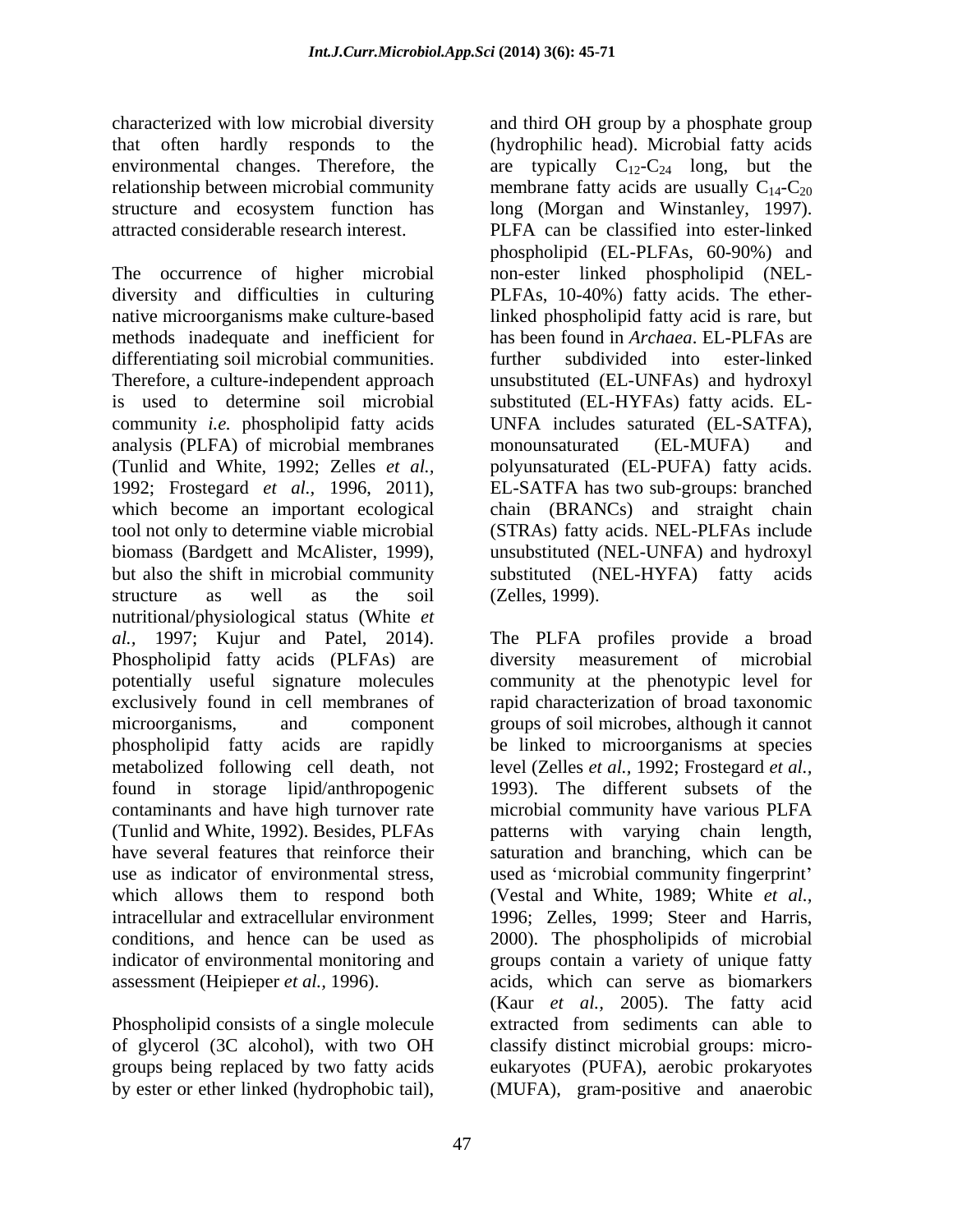characterized with low microbial diversity that often hardly responds to the environmental changes. Therefore, the relationship between microbial community structure and ecosystem function has attracted considerable research interest.

The occurrence of higher microbial diversity and difficulties in culturing native microorganisms make culture-based methods inadequate and inefficient for differentiating soil microbial communities. Therefore, a culture-independent approach is used to determine soil microbial community *i.e.* phospholipid fatty acids analysis (PLFA) of microbial membranes (Tunlid and White, 1992; Zelles *et al.,* 1992; Frostegard *et al.,* 1996, 2011), which become an important ecological tool not only to determine viable microbial biomass (Bardgett and McAlister, 1999), but also the shift in microbial community structure as well as the soil nutritional/physiological status (White *et al.,* 1997; Kujur and Patel, 2014). Phospholipid fatty acids (PLFAs) are potentially useful signature molecules exclusively found in cell membranes of microorganisms, and component phospholipid fatty acids are rapidly metabolized following cell death, not found in storage lipid/anthropogenic contaminants and have high turnover rate (Tunlid and White, 1992). Besides, PLFAs have several features that reinforce their use as indicator of environmental stress, which allows them to respond both intracellular and extracellular environment conditions, and hence can be used as indicator of environmental monitoring and assessment (Heipieper *et al.,* 1996).

Phospholipid consists of a single molecule of glycerol (3C alcohol), with two OH groups being replaced by two fatty acids by ester or ether linked (hydrophobic tail), and third OH group by a phosphate group (hydrophilic head). Microbial fatty acids are typically $C_{12}$-$C_{24}$ long, but the membrane fatty acids are usually $C_{14}$-$C_{20}$ long (Morgan and Winstanley, 1997). PLFA can be classified into ester-linked phospholipid (EL-PLFAs, 60-90%) and non-ester linked phospholipid (NEL-PLFAs, 10-40%) fatty acids. The ether-linked phospholipid fatty acid is rare, but has been found in *Archaea*. EL-PLFAs are further subdivided into ester-linked unsubstituted (EL-UNFAs) and hydroxyl substituted (EL-HYFAs) fatty acids. EL-UNFA includes saturated (EL-SATFA), monounsaturated (EL-MUFA) and polyunsaturated (EL-PUFA) fatty acids. EL-SATFA has two sub-groups: branched chain (BRANCs) and straight chain (STRAs) fatty acids. NEL-PLFAs include unsubstituted (NEL-UNFA) and hydroxyl substituted (NEL-HYFA) fatty acids (Zelles, 1999).

The PLFA profiles provide a broad diversity measurement of microbial community at the phenotypic level for rapid characterization of broad taxonomic groups of soil microbes, although it cannot be linked to microorganisms at species level (Zelles *et al.,* 1992; Frostegard *et al.,* 1993). The different subsets of the microbial community have various PLFA patterns with varying chain length, saturation and branching, which can be used as 'microbial community fingerprint' (Vestal and White, 1989; White *et al.,* 1996; Zelles, 1999; Steer and Harris, 2000). The phospholipids of microbial groups contain a variety of unique fatty acids, which can serve as biomarkers (Kaur *et al.,* 2005). The fatty acid extracted from sediments can able to classify distinct microbial groups: micro-eukaryotes (PUFA), aerobic prokaryotes (MUFA), gram-positive and anaerobic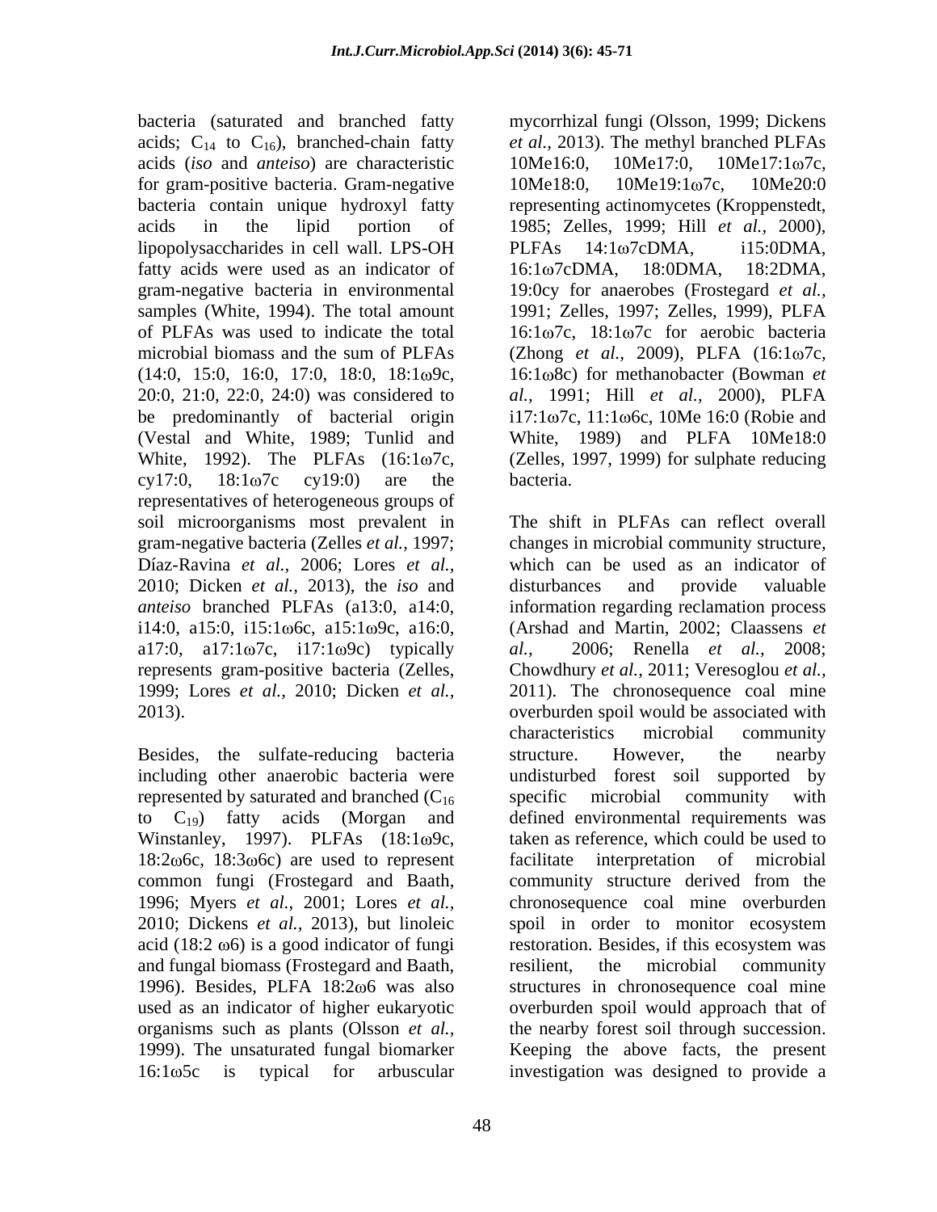bacteria (saturated and branched fatty acids; $C_{14}$ to $C_{16}$), branched-chain fatty acids (*iso* and *anteiso*) are characteristic for gram-positive bacteria. Gram-negative bacteria contain unique hydroxyl fatty acids in the lipid portion of lipopolysaccharides in cell wall. LPS-OH fatty acids were used as an indicator of gram-negative bacteria in environmental samples (White, 1994). The total amount of PLFAs was used to indicate the total microbial biomass and the sum of PLFAs (14:0, 15:0, 16:0, 17:0, 18:0, 18:1ω9c, 20:0, 21:0, 22:0, 24:0) was considered to be predominantly of bacterial origin (Vestal and White, 1989; Tunlid and White, 1992). The PLFAs (16:1ω7c, cy17:0, 18:1ω7c cy19:0) are the representatives of heterogeneous groups of soil microorganisms most prevalent in gram-negative bacteria (Zelles *et al.,* 1997; Díaz-Ravina *et al.,* 2006; Lores *et al.,* 2010; Dicken *et al.,* 2013), the *iso* and *anteiso* branched PLFAs (a13:0, a14:0, i14:0, a15:0, i15:1ω6c, a15:1ω9c, a16:0, a17:0, a17:1ω7c, i17:1ω9c) typically represents gram-positive bacteria (Zelles, 1999; Lores *et al.,* 2010; Dicken *et al.,* 2013).

Besides, the sulfate-reducing bacteria including other anaerobic bacteria were represented by saturated and branched ($C_{16}$ to $C_{19}$) fatty acids (Morgan and Winstanley, 1997). PLFAs (18:1ω9c, 18:2ω6c, 18:3ω6c) are used to represent common fungi (Frostegard and Baath, 1996; Myers *et al.,* 2001; Lores *et al.,* 2010; Dickens *et al.,* 2013), but linoleic acid (18:2 ω6) is a good indicator of fungi and fungal biomass (Frostegard and Baath, 1996). Besides, PLFA 18:2ω6 was also used as an indicator of higher eukaryotic organisms such as plants (Olsson *et al.,* 1999). The unsaturated fungal biomarker 16:1ω5c is typical for arbuscular mycorrhizal fungi (Olsson, 1999; Dickens *et al.,* 2013). The methyl branched PLFAs 10Me16:0, 10Me17:0, 10Me17:1ω7c, 10Me18:0, 10Me19:1ω7c, 10Me20:0 representing actinomycetes (Kroppenstedt, 1985; Zelles, 1999; Hill *et al.,* 2000), PLFAs 14:1ω7cDMA, i15:0DMA, 16:1ω7cDMA, 18:0DMA, 18:2DMA, 19:0cy for anaerobes (Frostegard *et al.,* 1991; Zelles, 1997; Zelles, 1999), PLFA 16:1ω7c, 18:1ω7c for aerobic bacteria (Zhong *et al.,* 2009), PLFA (16:1ω7c, 16:1ω8c) for methanobacter (Bowman *et al.,* 1991; Hill *et al.,* 2000), PLFA i17:1ω7c, 11:1ω6c, 10Me 16:0 (Robie and White, 1989) and PLFA 10Me18:0 (Zelles, 1997, 1999) for sulphate reducing bacteria.

The shift in PLFAs can reflect overall changes in microbial community structure, which can be used as an indicator of disturbances and provide valuable information regarding reclamation process (Arshad and Martin, 2002; Claassens *et al.,* 2006; Renella *et al.,* 2008; Chowdhury *et al.,* 2011; Veresoglou *et al.,* 2011). The chronosequence coal mine overburden spoil would be associated with characteristics microbial community structure. However, the nearby undisturbed forest soil supported by specific microbial community with defined environmental requirements was taken as reference, which could be used to facilitate interpretation of microbial community structure derived from the chronosequence coal mine overburden spoil in order to monitor ecosystem restoration. Besides, if this ecosystem was resilient, the microbial community structures in chronosequence coal mine overburden spoil would approach that of the nearby forest soil through succession. Keeping the above facts, the present investigation was designed to provide a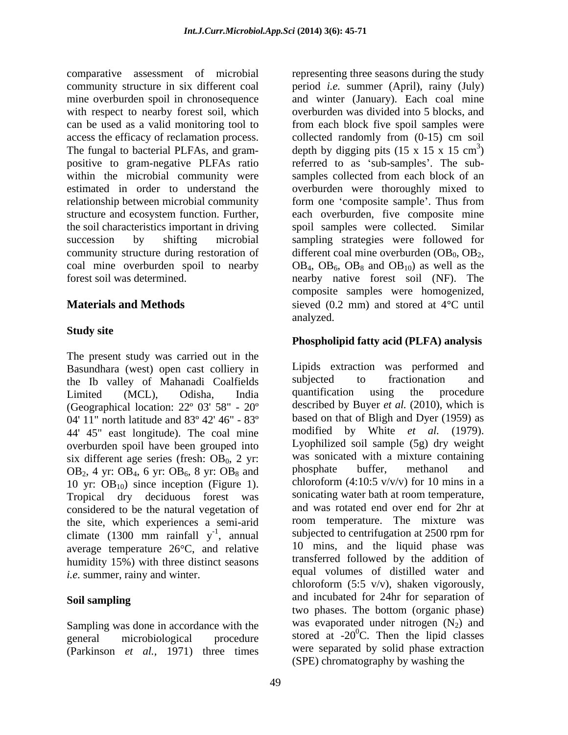comparative assessment of microbial community structure in six different coal mine overburden spoil in chronosequence with respect to nearby forest soil, which can be used as a valid monitoring tool to access the efficacy of reclamation process. The fungal to bacterial PLFAs, and gram-positive to gram-negative PLFAs ratio within the microbial community were estimated in order to understand the relationship between microbial community structure and ecosystem function. Further, the soil characteristics important in driving succession by shifting microbial community structure during restoration of coal mine overburden spoil to nearby forest soil was determined.

## Materials and Methods

### Study site

The present study was carried out in the Basundhara (west) open cast colliery in the Ib valley of Mahanadi Coalfields Limited (MCL), Odisha, India (Geographical location: 22º 03' 58" - 20º 04' 11" north latitude and 83º 42' 46" - 83º 44' 45" east longitude). The coal mine overburden spoil have been grouped into six different age series (fresh: $OB_0$, 2 yr: $OB_2$, 4 yr: $OB_4$, 6 yr: $OB_6$, 8 yr: $OB_8$ and 10 yr: $OB_{10}$) since inception (Figure 1). Tropical dry deciduous forest was considered to be the natural vegetation of the site, which experiences a semi-arid climate (1300 mm rainfall $y^{-1}$, annual average temperature 26°C, and relative humidity 15%) with three distinct seasons *i.e.* summer, rainy and winter.

### Soil sampling

Sampling was done in accordance with the general microbiological procedure (Parkinson *et al.,* 1971) three times representing three seasons during the study period *i.e.* summer (April), rainy (July) and winter (January). Each coal mine overburden was divided into 5 blocks, and from each block five spoil samples were collected randomly from (0-15) cm soil depth by digging pits (15 x 15 x 15 $cm^3$) referred to as 'sub-samples'. The sub-samples collected from each block of an overburden were thoroughly mixed to form one 'composite sample'. Thus from each overburden, five composite mine spoil samples were collected. Similar sampling strategies were followed for different coal mine overburden ($OB_0$, $OB_2$, $OB_4$, $OB_6$, $OB_8$ and $OB_{10}$) as well as the nearby native forest soil (NF). The composite samples were homogenized, sieved (0.2 mm) and stored at 4°C until analyzed.

### Phospholipid fatty acid (PLFA) analysis

Lipids extraction was performed and subjected to fractionation and quantification using the procedure described by Buyer *et al.* (2010), which is based on that of Bligh and Dyer (1959) as modified by White *et al.* (1979). Lyophilized soil sample (5g) dry weight was sonicated with a mixture containing phosphate buffer, methanol and chloroform (4:10:5 v/v/v) for 10 mins in a sonicating water bath at room temperature, and was rotated end over end for 2hr at room temperature. The mixture was subjected to centrifugation at 2500 rpm for 10 mins, and the liquid phase was transferred followed by the addition of equal volumes of distilled water and chloroform (5:5 v/v), shaken vigorously, and incubated for 24hr for separation of two phases. The bottom (organic phase) was evaporated under nitrogen ($N_2$) and stored at -20$^0$C. Then the lipid classes were separated by solid phase extraction (SPE) chromatography by washing the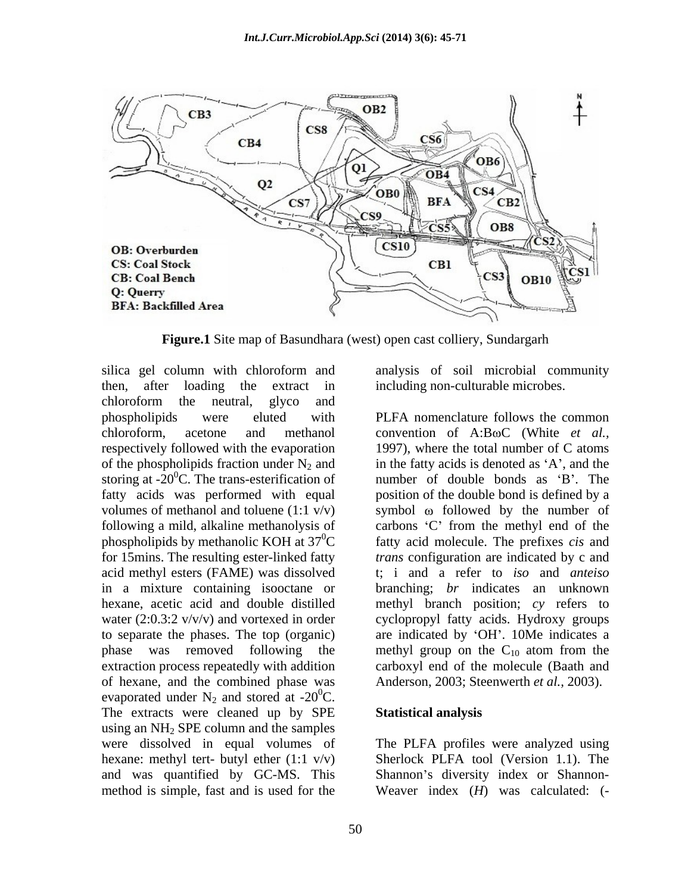**Figure.1** Site map of Basundhara (west) open cast colliery, Sundargarh

silica gel column with chloroform and then, after loading the extract in chloroform the neutral, glyco and phospholipids were eluted with chloroform, acetone and methanol respectively followed with the evaporation of the phospholipids fraction under $N_2$ and storing at -20$^0$C. The trans-esterification of fatty acids was performed with equal volumes of methanol and toluene (1:1 v/v) following a mild, alkaline methanolysis of phospholipids by methanolic KOH at 37$^0$C for 15mins. The resulting ester-linked fatty acid methyl esters (FAME) was dissolved in a mixture containing isooctane or hexane, acetic acid and double distilled water (2:0.3:2 v/v/v) and vortexed in order to separate the phases. The top (organic) phase was removed following the extraction process repeatedly with addition of hexane, and the combined phase was evaporated under $N_2$ and stored at -20$^0$C. The extracts were cleaned up by SPE using an $NH_2$ SPE column and the samples were dissolved in equal volumes of hexane: methyl tert- butyl ether (1:1 v/v) and was quantified by GC-MS. This method is simple, fast and is used for the analysis of soil microbial community including non-culturable microbes.

PLFA nomenclature follows the common convention of A:BωC (White *et al.*, 1997), where the total number of C atoms in the fatty acids is denoted as 'A', and the number of double bonds as 'B'. The position of the double bond is defined by a symbol ω followed by the number of carbons 'C' from the methyl end of the fatty acid molecule. The prefixes *cis* and *trans* configuration are indicated by c and t; i and a refer to *iso* and *anteiso* branching; *br* indicates an unknown methyl branch position; *cy* refers to cyclopropyl fatty acids. Hydroxy groups are indicated by 'OH'. 10Me indicates a methyl group on the $C_{10}$ atom from the carboxyl end of the molecule (Baath and Anderson, 2003; Steenwerth *et al.,* 2003).

**Statistical analysis**

The PLFA profiles were analyzed using Sherlock PLFA tool (Version 1.1). The Shannon's diversity index or Shannon-Weaver index (*H*) was calculated: (-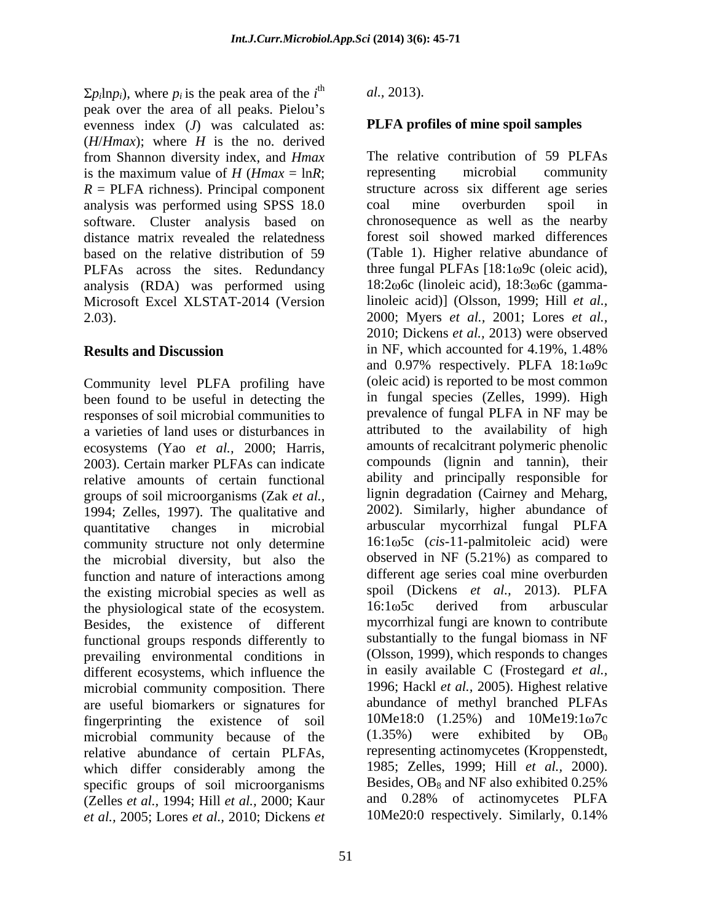$\Sigma p_i \ln p_i$), where $p_i$ is the peak area of the $i^{th}$ peak over the area of all peaks. Pielou's evenness index ($J$) was calculated as: ($H/Hmax$); where $H$ is the no. derived from Shannon diversity index, and $Hmax$ is the maximum value of $H$ ($Hmax = \ln R$; $R$ = PLFA richness). Principal component analysis was performed using SPSS 18.0 software. Cluster analysis based on distance matrix revealed the relatedness based on the relative distribution of 59 PLFAs across the sites. Redundancy analysis (RDA) was performed using Microsoft Excel XLSTAT-2014 (Version 2.03).

## Results and Discussion

Community level PLFA profiling have been found to be useful in detecting the responses of soil microbial communities to a varieties of land uses or disturbances in ecosystems (Yao *et al.,* 2000; Harris, 2003). Certain marker PLFAs can indicate relative amounts of certain functional groups of soil microorganisms (Zak *et al.,* 1994; Zelles, 1997). The qualitative and quantitative changes in microbial community structure not only determine the microbial diversity, but also the function and nature of interactions among the existing microbial species as well as the physiological state of the ecosystem. Besides, the existence of different functional groups responds differently to prevailing environmental conditions in different ecosystems, which influence the microbial community composition. There are useful biomarkers or signatures for fingerprinting the existence of soil microbial community because of the relative abundance of certain PLFAs, which differ considerably among the specific groups of soil microorganisms (Zelles *et al.,* 1994; Hill *et al.,* 2000; Kaur *et al.,* 2005; Lores *et al.,* 2010; Dickens *et al.,* 2013).

### PLFA profiles of mine spoil samples

The relative contribution of 59 PLFAs representing microbial community structure across six different age series coal mine overburden spoil in chronosequence as well as the nearby forest soil showed marked differences (Table 1). Higher relative abundance of three fungal PLFAs [18:1ω9c (oleic acid), 18:2ω6c (linoleic acid), 18:3ω6c (gamma-linoleic acid)] (Olsson, 1999; Hill *et al.,* 2000; Myers *et al.,* 2001; Lores *et al.,* 2010; Dickens *et al.,* 2013) were observed in NF, which accounted for 4.19%, 1.48% and 0.97% respectively. PLFA 18:1ω9c (oleic acid) is reported to be most common in fungal species (Zelles, 1999). High prevalence of fungal PLFA in NF may be attributed to the availability of high amounts of recalcitrant polymeric phenolic compounds (lignin and tannin), their ability and principally responsible for lignin degradation (Cairney and Meharg, 2002). Similarly, higher abundance of arbuscular mycorrhizal fungal PLFA 16:1ω5c (*cis*-11-palmitoleic acid) were observed in NF (5.21%) as compared to different age series coal mine overburden spoil (Dickens *et al.,* 2013). PLFA 16:1ω5c derived from arbuscular mycorrhizal fungi are known to contribute substantially to the fungal biomass in NF (Olsson, 1999), which responds to changes in easily available C (Frostegard *et al.,* 1996; Hackl *et al.,* 2005). Highest relative abundance of methyl branched PLFAs 10Me18:0 (1.25%) and 10Me19:1ω7c (1.35%) were exhibited by $OB_0$ representing actinomycetes (Kroppenstedt, 1985; Zelles, 1999; Hill *et al.,* 2000). Besides, $OB_8$ and NF also exhibited 0.25% and 0.28% of actinomycetes PLFA 10Me20:0 respectively. Similarly, 0.14%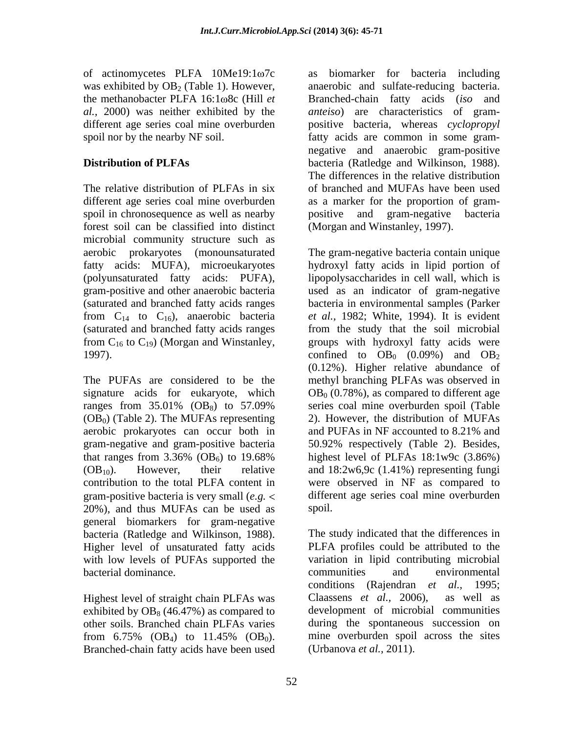of actinomycetes PLFA 10Me19:1ω7c was exhibited by $OB_2$ (Table 1). However, the methanobacter PLFA 16:1ω8c (Hill *et al.,* 2000) was neither exhibited by the different age series coal mine overburden spoil nor by the nearby NF soil.

**Distribution of PLFAs**

The relative distribution of PLFAs in six different age series coal mine overburden spoil in chronosequence as well as nearby forest soil can be classified into distinct microbial community structure such as aerobic prokaryotes (monounsaturated fatty acids: MUFA), microeukaryotes (polyunsaturated fatty acids: PUFA), gram-positive and other anaerobic bacteria (saturated and branched fatty acids ranges from $C_{14}$ to $C_{16}$), anaerobic bacteria (saturated and branched fatty acids ranges from $C_{16}$ to $C_{19}$) (Morgan and Winstanley, 1997).

The PUFAs are considered to be the signature acids for eukaryote, which ranges from 35.01% ($OB_8$) to 57.09% ($OB_0$) (Table 2). The MUFAs representing aerobic prokaryotes can occur both in gram-negative and gram-positive bacteria that ranges from 3.36% ($OB_6$) to 19.68% ($OB_{10}$). However, their relative contribution to the total PLFA content in gram-positive bacteria is very small (*e.g.* < 20%), and thus MUFAs can be used as general biomarkers for gram-negative bacteria (Ratledge and Wilkinson, 1988). Higher level of unsaturated fatty acids with low levels of PUFAs supported the bacterial dominance.

Highest level of straight chain PLFAs was exhibited by $OB_8$ (46.47%) as compared to other soils. Branched chain PLFAs varies from 6.75% ($OB_4$) to 11.45% ($OB_0$). Branched-chain fatty acids have been used as biomarker for bacteria including anaerobic and sulfate-reducing bacteria. Branched-chain fatty acids (*iso* and *anteiso*) are characteristics of gram-positive bacteria, whereas *cyclopropyl* fatty acids are common in some gram-negative and anaerobic gram-positive bacteria (Ratledge and Wilkinson, 1988). The differences in the relative distribution of branched and MUFAs have been used as a marker for the proportion of gram-positive and gram-negative bacteria (Morgan and Winstanley, 1997).

The gram-negative bacteria contain unique hydroxyl fatty acids in lipid portion of lipopolysaccharides in cell wall, which is used as an indicator of gram-negative bacteria in environmental samples (Parker *et al.,* 1982; White, 1994). It is evident from the study that the soil microbial groups with hydroxyl fatty acids were confined to $OB_0$ (0.09%) and $OB_2$ (0.12%). Higher relative abundance of methyl branching PLFAs was observed in $OB_0$ (0.78%), as compared to different age series coal mine overburden spoil (Table 2). However, the distribution of MUFAs and PUFAs in NF accounted to 8.21% and 50.92% respectively (Table 2). Besides, highest level of PLFAs 18:1w9c (3.86%) and 18:2w6,9c (1.41%) representing fungi were observed in NF as compared to different age series coal mine overburden spoil.

The study indicated that the differences in PLFA profiles could be attributed to the variation in lipid contributing microbial communities and environmental conditions (Rajendran *et al.,* 1995; Claassens *et al.,* 2006), as well as development of microbial communities during the spontaneous succession on mine overburden spoil across the sites (Urbanova *et al.,* 2011).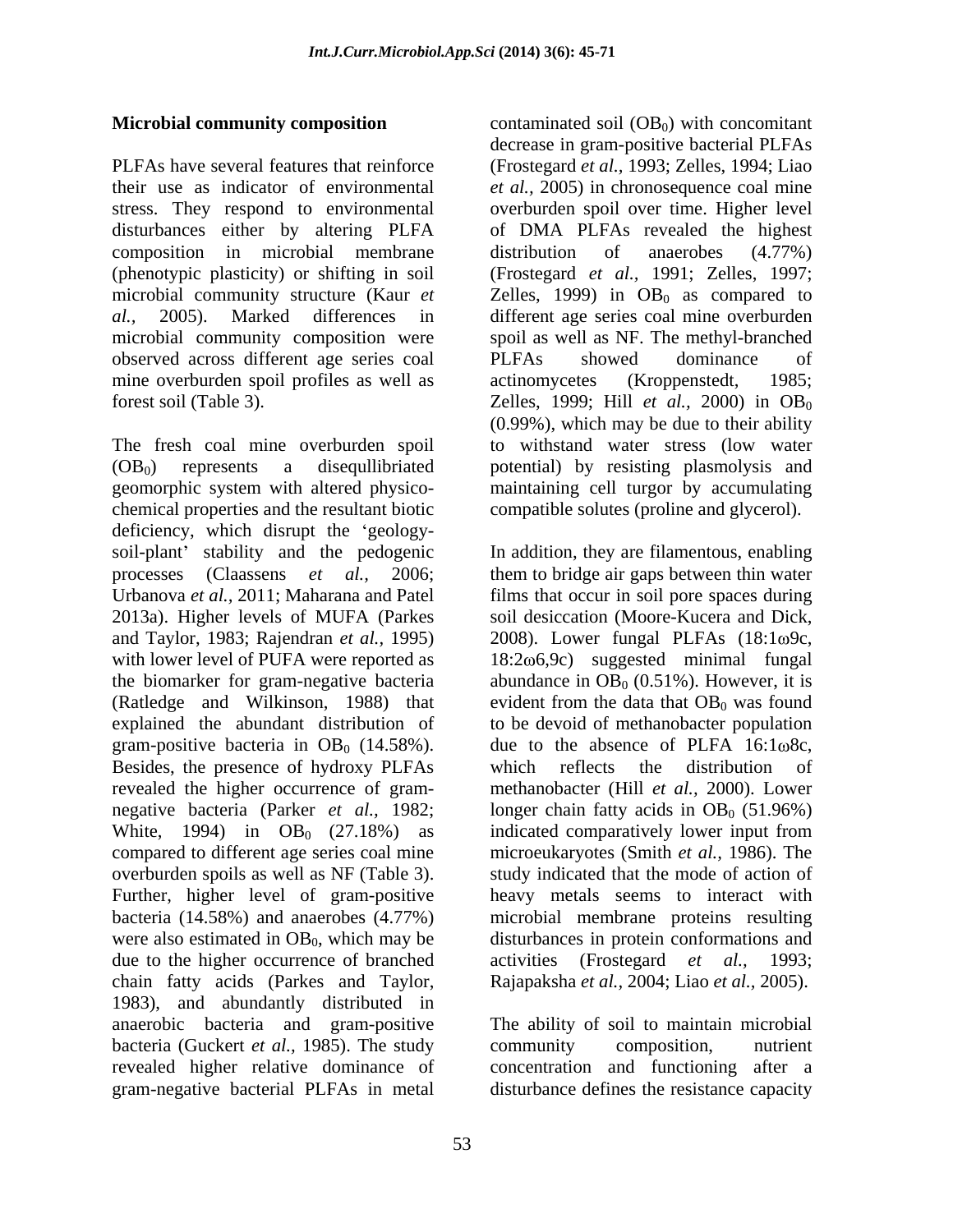**Microbial community composition**

PLFAs have several features that reinforce their use as indicator of environmental stress. They respond to environmental disturbances either by altering PLFA composition in microbial membrane (phenotypic plasticity) or shifting in soil microbial community structure (Kaur *et al.*, 2005). Marked differences in microbial community composition were observed across different age series coal mine overburden spoil profiles as well as forest soil (Table 3).

The fresh coal mine overburden spoil ($OB_0$) represents a disequllibriated geomorphic system with altered physico-chemical properties and the resultant biotic deficiency, which disrupt the 'geology-soil-plant' stability and the pedogenic processes (Claassens *et al.,* 2006; Urbanova *et al.,* 2011; Maharana and Patel 2013a). Higher levels of MUFA (Parkes and Taylor, 1983; Rajendran *et al.,* 1995) with lower level of PUFA were reported as the biomarker for gram-negative bacteria (Ratledge and Wilkinson, 1988) that explained the abundant distribution of gram-positive bacteria in $OB_0$ (14.58%). Besides, the presence of hydroxy PLFAs revealed the higher occurrence of gram-negative bacteria (Parker *et al.,* 1982; White, 1994) in $OB_0$ (27.18%) as compared to different age series coal mine overburden spoils as well as NF (Table 3). Further, higher level of gram-positive bacteria (14.58%) and anaerobes (4.77%) were also estimated in $OB_0$, which may be due to the higher occurrence of branched chain fatty acids (Parkes and Taylor, 1983), and abundantly distributed in anaerobic bacteria and gram-positive bacteria (Guckert *et al.,* 1985). The study revealed higher relative dominance of gram-negative bacterial PLFAs in metal contaminated soil ($OB_0$) with concomitant decrease in gram-positive bacterial PLFAs (Frostegard *et al.,* 1993; Zelles, 1994; Liao *et al.,* 2005) in chronosequence coal mine overburden spoil over time. Higher level of DMA PLFAs revealed the highest distribution of anaerobes (4.77%) (Frostegard *et al.,* 1991; Zelles, 1997; Zelles, 1999) in $OB_0$ as compared to different age series coal mine overburden spoil as well as NF. The methyl-branched PLFAs showed dominance of actinomycetes (Kroppenstedt, 1985; Zelles, 1999; Hill *et al.,* 2000) in $OB_0$ (0.99%), which may be due to their ability to withstand water stress (low water potential) by resisting plasmolysis and maintaining cell turgor by accumulating compatible solutes (proline and glycerol).

In addition, they are filamentous, enabling them to bridge air gaps between thin water films that occur in soil pore spaces during soil desiccation (Moore-Kucera and Dick, 2008). Lower fungal PLFAs (18:1ω9c, 18:2ω6,9c) suggested minimal fungal abundance in $OB_0$ (0.51%). However, it is evident from the data that $OB_0$ was found to be devoid of methanobacter population due to the absence of PLFA 16:1ω8c, which reflects the distribution of methanobacter (Hill *et al.,* 2000). Lower longer chain fatty acids in $OB_0$ (51.96%) indicated comparatively lower input from microeukaryotes (Smith *et al.,* 1986). The study indicated that the mode of action of heavy metals seems to interact with microbial membrane proteins resulting disturbances in protein conformations and activities (Frostegard *et al.,* 1993; Rajapaksha *et al.,* 2004; Liao *et al.,* 2005).

The ability of soil to maintain microbial community composition, nutrient concentration and functioning after a disturbance defines the resistance capacity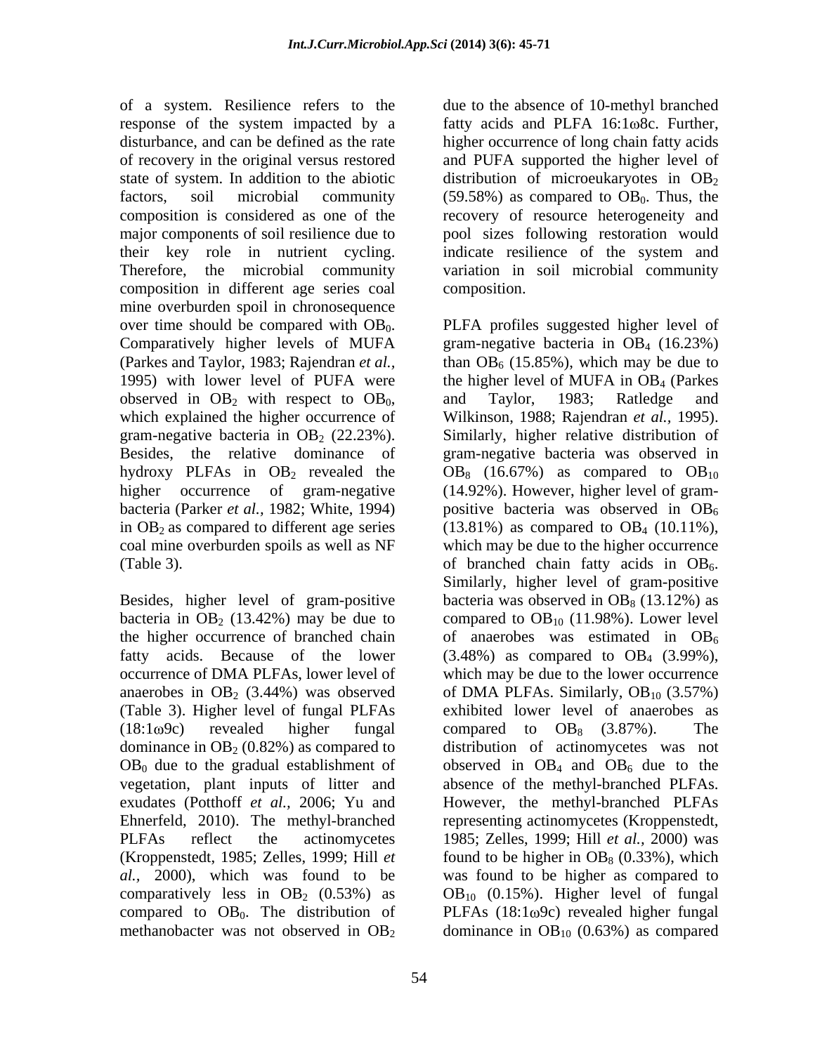of a system. Resilience refers to the response of the system impacted by a disturbance, and can be defined as the rate of recovery in the original versus restored state of system. In addition to the abiotic factors, soil microbial community composition is considered as one of the major components of soil resilience due to their key role in nutrient cycling. Therefore, the microbial community composition in different age series coal mine overburden spoil in chronosequence over time should be compared with $OB_0$. Comparatively higher levels of MUFA (Parkes and Taylor, 1983; Rajendran *et al.,* 1995) with lower level of PUFA were observed in $OB_2$ with respect to $OB_0$, which explained the higher occurrence of gram-negative bacteria in $OB_2$ (22.23%). Besides, the relative dominance of hydroxy PLFAs in $OB_2$ revealed the higher occurrence of gram-negative bacteria (Parker *et al.,* 1982; White, 1994) in $OB_2$ as compared to different age series coal mine overburden spoils as well as NF (Table 3).

Besides, higher level of gram-positive bacteria in $OB_2$ (13.42%) may be due to the higher occurrence of branched chain fatty acids. Because of the lower occurrence of DMA PLFAs, lower level of anaerobes in $OB_2$ (3.44%) was observed (Table 3). Higher level of fungal PLFAs (18:1ω9c) revealed higher fungal dominance in $OB_2$ (0.82%) as compared to $OB_0$ due to the gradual establishment of vegetation, plant inputs of litter and exudates (Potthoff *et al.,* 2006; Yu and Ehnerfeld, 2010). The methyl-branched PLFAs reflect the actinomycetes (Kroppenstedt, 1985; Zelles, 1999; Hill *et al.,* 2000), which was found to be comparatively less in $OB_2$ (0.53%) as compared to $OB_0$. The distribution of methanobacter was not observed in $OB_2$ due to the absence of 10-methyl branched fatty acids and PLFA 16:1ω8c. Further, higher occurrence of long chain fatty acids and PUFA supported the higher level of distribution of microeukaryotes in $OB_2$ (59.58%) as compared to $OB_0$. Thus, the recovery of resource heterogeneity and pool sizes following restoration would indicate resilience of the system and variation in soil microbial community composition.

PLFA profiles suggested higher level of gram-negative bacteria in $OB_4$ (16.23%) than $OB_6$ (15.85%), which may be due to the higher level of MUFA in $OB_4$ (Parkes and Taylor, 1983; Ratledge and Wilkinson, 1988; Rajendran *et al.,* 1995). Similarly, higher relative distribution of gram-negative bacteria was observed in $OB_8$ (16.67%) as compared to $OB_{10}$ (14.92%). However, higher level of gram-positive bacteria was observed in $OB_6$ (13.81%) as compared to $OB_4$ (10.11%), which may be due to the higher occurrence of branched chain fatty acids in $OB_6$. Similarly, higher level of gram-positive bacteria was observed in $OB_8$ (13.12%) as compared to $OB_{10}$ (11.98%). Lower level of anaerobes was estimated in $OB_6$ (3.48%) as compared to $OB_4$ (3.99%), which may be due to the lower occurrence of DMA PLFAs. Similarly, $OB_{10}$ (3.57%) exhibited lower level of anaerobes as compared to $OB_8$ (3.87%). The distribution of actinomycetes was not observed in $OB_4$ and $OB_6$ due to the absence of the methyl-branched PLFAs. However, the methyl-branched PLFAs representing actinomycetes (Kroppenstedt, 1985; Zelles, 1999; Hill *et al.*, 2000) was found to be higher in $OB_8$ (0.33%), which was found to be higher as compared to $OB_{10}$ (0.15%). Higher level of fungal PLFAs (18:1ω9c) revealed higher fungal dominance in $OB_{10}$ (0.63%) as compared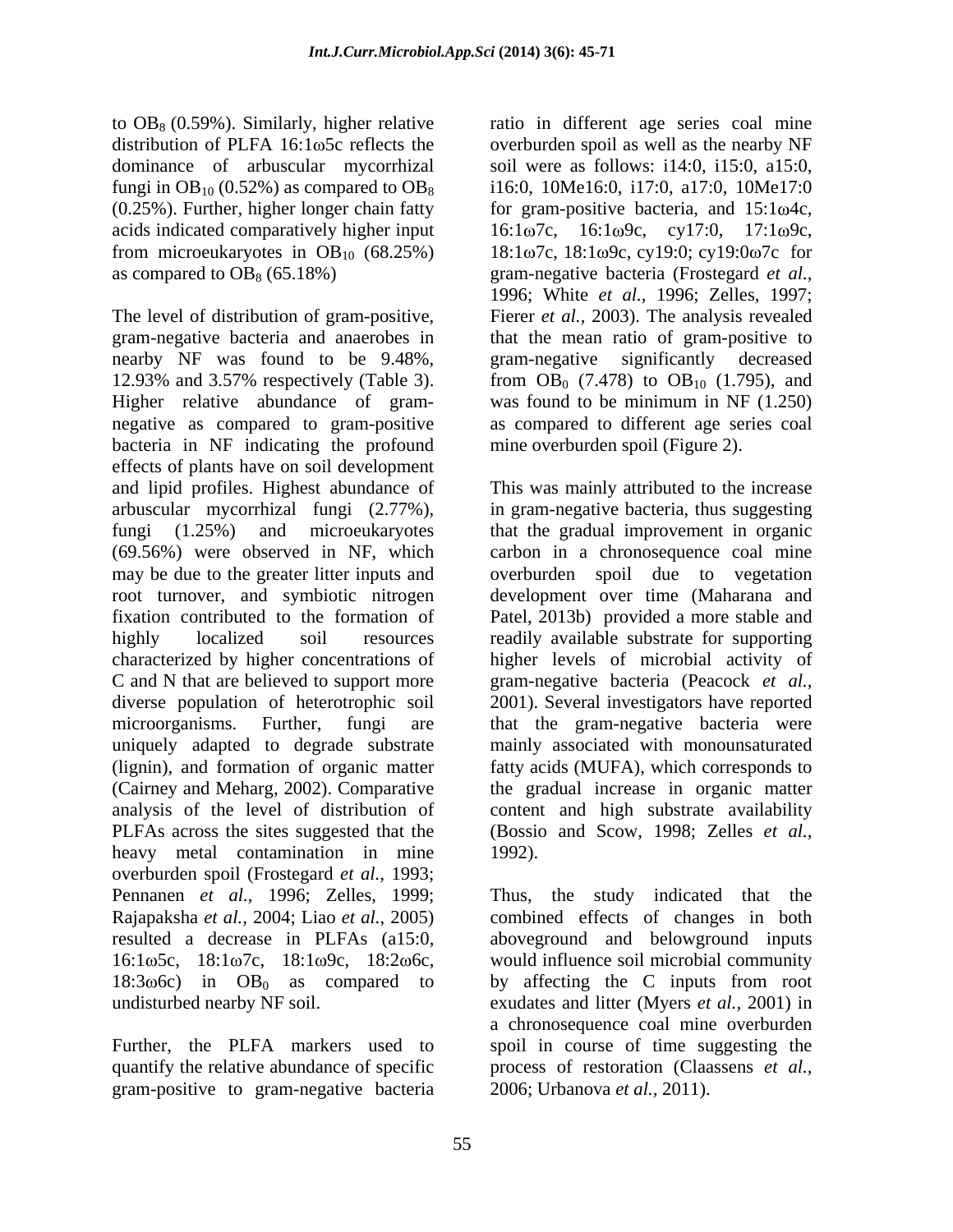to $OB_8$ (0.59%). Similarly, higher relative distribution of PLFA 16:1ω5c reflects the dominance of arbuscular mycorrhizal fungi in $OB_{10}$ (0.52%) as compared to $OB_8$ (0.25%). Further, higher longer chain fatty acids indicated comparatively higher input from microeukaryotes in $OB_{10}$ (68.25%) as compared to $OB_8$ (65.18%)

The level of distribution of gram-positive, gram-negative bacteria and anaerobes in nearby NF was found to be 9.48%, 12.93% and 3.57% respectively (Table 3). Higher relative abundance of gram-negative as compared to gram-positive bacteria in NF indicating the profound effects of plants have on soil development and lipid profiles. Highest abundance of arbuscular mycorrhizal fungi (2.77%), fungi (1.25%) and microeukaryotes (69.56%) were observed in NF, which may be due to the greater litter inputs and root turnover, and symbiotic nitrogen fixation contributed to the formation of highly localized soil resources characterized by higher concentrations of C and N that are believed to support more diverse population of heterotrophic soil microorganisms. Further, fungi are uniquely adapted to degrade substrate (lignin), and formation of organic matter (Cairney and Meharg, 2002). Comparative analysis of the level of distribution of PLFAs across the sites suggested that the heavy metal contamination in mine overburden spoil (Frostegard *et al.,* 1993; Pennanen *et al.,* 1996; Zelles, 1999; Rajapaksha *et al.,* 2004; Liao *et al.,* 2005) resulted a decrease in PLFAs (a15:0, 16:1ω5c, 18:1ω7c, 18:1ω9c, 18:2ω6c, 18:3ω6c) in $OB_0$ as compared to undisturbed nearby NF soil.

Further, the PLFA markers used to quantify the relative abundance of specific gram-positive to gram-negative bacteria ratio in different age series coal mine overburden spoil as well as the nearby NF soil were as follows: i14:0, i15:0, a15:0, i16:0, 10Me16:0, i17:0, a17:0, 10Me17:0 for gram-positive bacteria, and 15:1ω4c, 16:1ω7c, 16:1ω9c, cy17:0, 17:1ω9c, 18:1ω7c, 18:1ω9c, cy19:0; cy19:0ω7c for gram-negative bacteria (Frostegard *et al.*, 1996; White *et al.*, 1996; Zelles, 1997; Fierer *et al.,* 2003). The analysis revealed that the mean ratio of gram-positive to gram-negative significantly decreased from $OB_0$ (7.478) to $OB_{10}$ (1.795), and was found to be minimum in NF (1.250) as compared to different age series coal mine overburden spoil (Figure 2).

This was mainly attributed to the increase in gram-negative bacteria, thus suggesting that the gradual improvement in organic carbon in a chronosequence coal mine overburden spoil due to vegetation development over time (Maharana and Patel, 2013b) provided a more stable and readily available substrate for supporting higher levels of microbial activity of gram-negative bacteria (Peacock *et al.,* 2001). Several investigators have reported that the gram-negative bacteria were mainly associated with monounsaturated fatty acids (MUFA), which corresponds to the gradual increase in organic matter content and high substrate availability (Bossio and Scow, 1998; Zelles *et al.,* 1992).

Thus, the study indicated that the combined effects of changes in both aboveground and belowground inputs would influence soil microbial community by affecting the C inputs from root exudates and litter (Myers *et al.,* 2001) in a chronosequence coal mine overburden spoil in course of time suggesting the process of restoration (Claassens *et al.,* 2006; Urbanova *et al.,* 2011).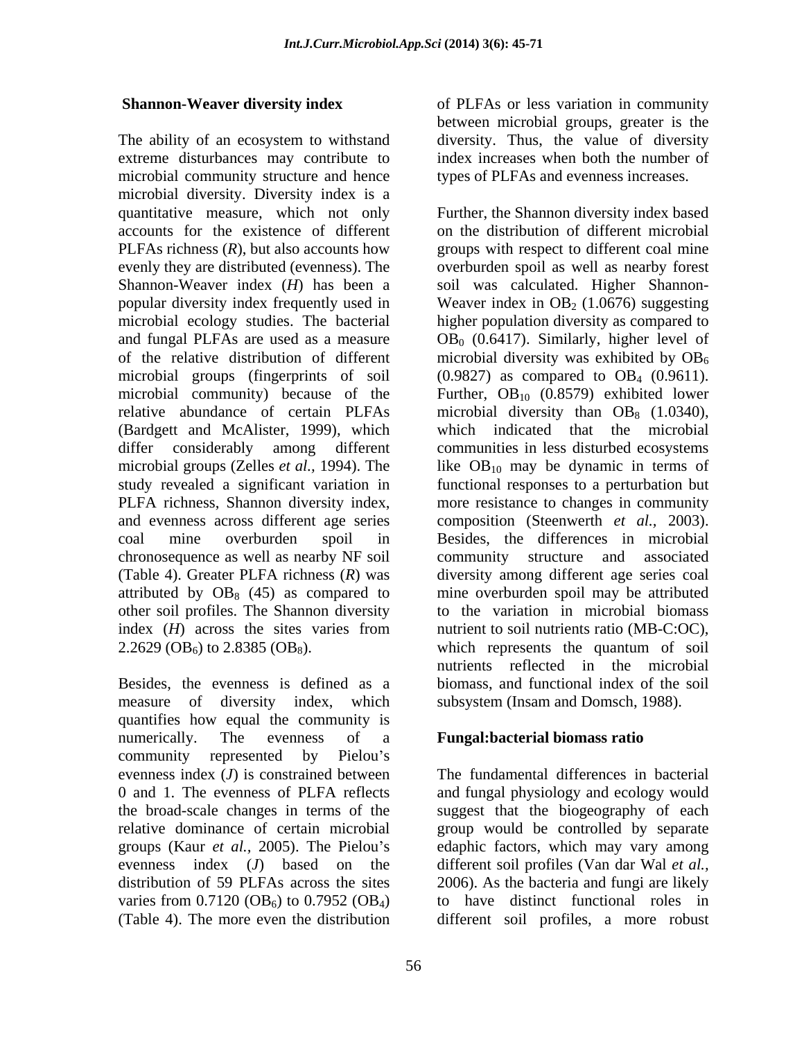### Shannon-Weaver diversity index

The ability of an ecosystem to withstand extreme disturbances may contribute to microbial community structure and hence microbial diversity. Diversity index is a quantitative measure, which not only accounts for the existence of different PLFAs richness (*R*), but also accounts how evenly they are distributed (evenness). The Shannon-Weaver index (*H*) has been a popular diversity index frequently used in microbial ecology studies. The bacterial and fungal PLFAs are used as a measure of the relative distribution of different microbial groups (fingerprints of soil microbial community) because of the relative abundance of certain PLFAs (Bardgett and McAlister, 1999), which differ considerably among different microbial groups (Zelles *et al.,* 1994). The study revealed a significant variation in PLFA richness, Shannon diversity index, and evenness across different age series coal mine overburden spoil in chronosequence as well as nearby NF soil (Table 4). Greater PLFA richness (*R*) was attributed by $OB_8$ (45) as compared to other soil profiles. The Shannon diversity index (*H*) across the sites varies from 2.2629 ($OB_6$) to 2.8385 ($OB_8$).

Besides, the evenness is defined as a measure of diversity index, which quantifies how equal the community is numerically. The evenness of a community represented by Pielou's evenness index (*J*) is constrained between 0 and 1. The evenness of PLFA reflects the broad-scale changes in terms of the relative dominance of certain microbial groups (Kaur *et al.,* 2005). The Pielou's evenness index (*J*) based on the distribution of 59 PLFAs across the sites varies from 0.7120 ($OB_6$) to 0.7952 ($OB_4$) (Table 4). The more even the distribution of PLFAs or less variation in community between microbial groups, greater is the diversity. Thus, the value of diversity index increases when both the number of types of PLFAs and evenness increases.

Further, the Shannon diversity index based on the distribution of different microbial groups with respect to different coal mine overburden spoil as well as nearby forest soil was calculated. Higher Shannon-Weaver index in $OB_2$ (1.0676) suggesting higher population diversity as compared to $OB_0$ (0.6417). Similarly, higher level of microbial diversity was exhibited by $OB_6$ (0.9827) as compared to $OB_4$ (0.9611). Further, $OB_{10}$ (0.8579) exhibited lower microbial diversity than $OB_8$ (1.0340), which indicated that the microbial communities in less disturbed ecosystems like $OB_{10}$ may be dynamic in terms of functional responses to a perturbation but more resistance to changes in community composition (Steenwerth *et al.,* 2003). Besides, the differences in microbial community structure and associated diversity among different age series coal mine overburden spoil may be attributed to the variation in microbial biomass nutrient to soil nutrients ratio (MB-C:OC), which represents the quantum of soil nutrients reflected in the microbial biomass, and functional index of the soil subsystem (Insam and Domsch, 1988).

### Fungal:bacterial biomass ratio

The fundamental differences in bacterial and fungal physiology and ecology would suggest that the biogeography of each group would be controlled by separate edaphic factors, which may vary among different soil profiles (Van dar Wal *et al.,* 2006). As the bacteria and fungi are likely to have distinct functional roles in different soil profiles, a more robust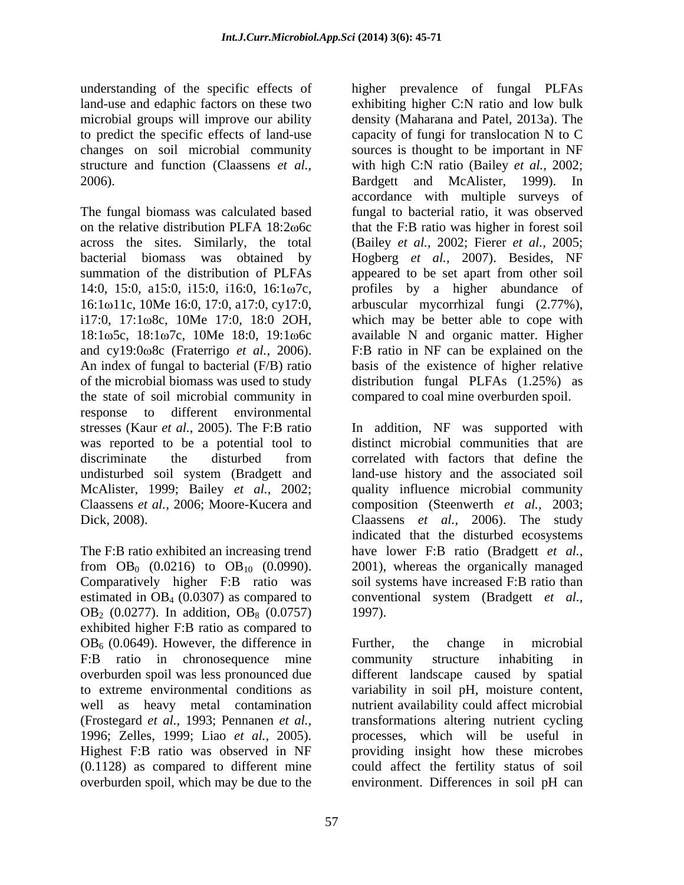understanding of the specific effects of land-use and edaphic factors on these two microbial groups will improve our ability to predict the specific effects of land-use changes on soil microbial community structure and function (Claassens *et al.,* 2006).

The fungal biomass was calculated based on the relative distribution PLFA 18:2ω6c across the sites. Similarly, the total bacterial biomass was obtained by summation of the distribution of PLFAs 14:0, 15:0, a15:0, i15:0, i16:0, 16:1ω7c, 16:1ω11c, 10Me 16:0, 17:0, a17:0, cy17:0, i17:0, 17:1ω8c, 10Me 17:0, 18:0 2OH, 18:1ω5c, 18:1ω7c, 10Me 18:0, 19:1ω6c and cy19:0ω8c (Fraterrigo *et al.,* 2006). An index of fungal to bacterial (F/B) ratio of the microbial biomass was used to study the state of soil microbial community in response to different environmental stresses (Kaur *et al.,* 2005). The F:B ratio was reported to be a potential tool to discriminate the disturbed from undisturbed soil system (Bradgett and McAlister, 1999; Bailey *et al.,* 2002; Claassens *et al.,* 2006; Moore-Kucera and Dick, 2008).

The F:B ratio exhibited an increasing trend from $OB_0$ (0.0216) to $OB_{10}$ (0.0990). Comparatively higher F:B ratio was estimated in $OB_4$ (0.0307) as compared to $OB_2$ (0.0277). In addition, $OB_8$ (0.0757) exhibited higher F:B ratio as compared to $OB_6$ (0.0649). However, the difference in F:B ratio in chronosequence mine overburden spoil was less pronounced due to extreme environmental conditions as well as heavy metal contamination (Frostegard *et al.,* 1993; Pennanen *et al.,* 1996; Zelles, 1999; Liao *et al.,* 2005). Highest F:B ratio was observed in NF (0.1128) as compared to different mine overburden spoil, which may be due to the higher prevalence of fungal PLFAs exhibiting higher C:N ratio and low bulk density (Maharana and Patel, 2013a). The capacity of fungi for translocation N to C sources is thought to be important in NF with high C:N ratio (Bailey *et al.,* 2002; Bardgett and McAlister, 1999). In accordance with multiple surveys of fungal to bacterial ratio, it was observed that the F:B ratio was higher in forest soil (Bailey *et al.,* 2002; Fierer *et al.,* 2005; Hogberg *et al.,* 2007). Besides, NF appeared to be set apart from other soil profiles by a higher abundance of arbuscular mycorrhizal fungi (2.77%), which may be better able to cope with available N and organic matter. Higher F:B ratio in NF can be explained on the basis of the existence of higher relative distribution fungal PLFAs (1.25%) as compared to coal mine overburden spoil.

In addition, NF was supported with distinct microbial communities that are correlated with factors that define the land-use history and the associated soil quality influence microbial community composition (Steenwerth *et al.,* 2003; Claassens *et al.,* 2006). The study indicated that the disturbed ecosystems have lower F:B ratio (Bradgett *et al.,* 2001), whereas the organically managed soil systems have increased F:B ratio than conventional system (Bradgett *et al.,* 1997).

Further, the change in microbial community structure inhabiting in different landscape caused by spatial variability in soil pH, moisture content, nutrient availability could affect microbial transformations altering nutrient cycling processes, which will be useful in providing insight how these microbes could affect the fertility status of soil environment. Differences in soil pH can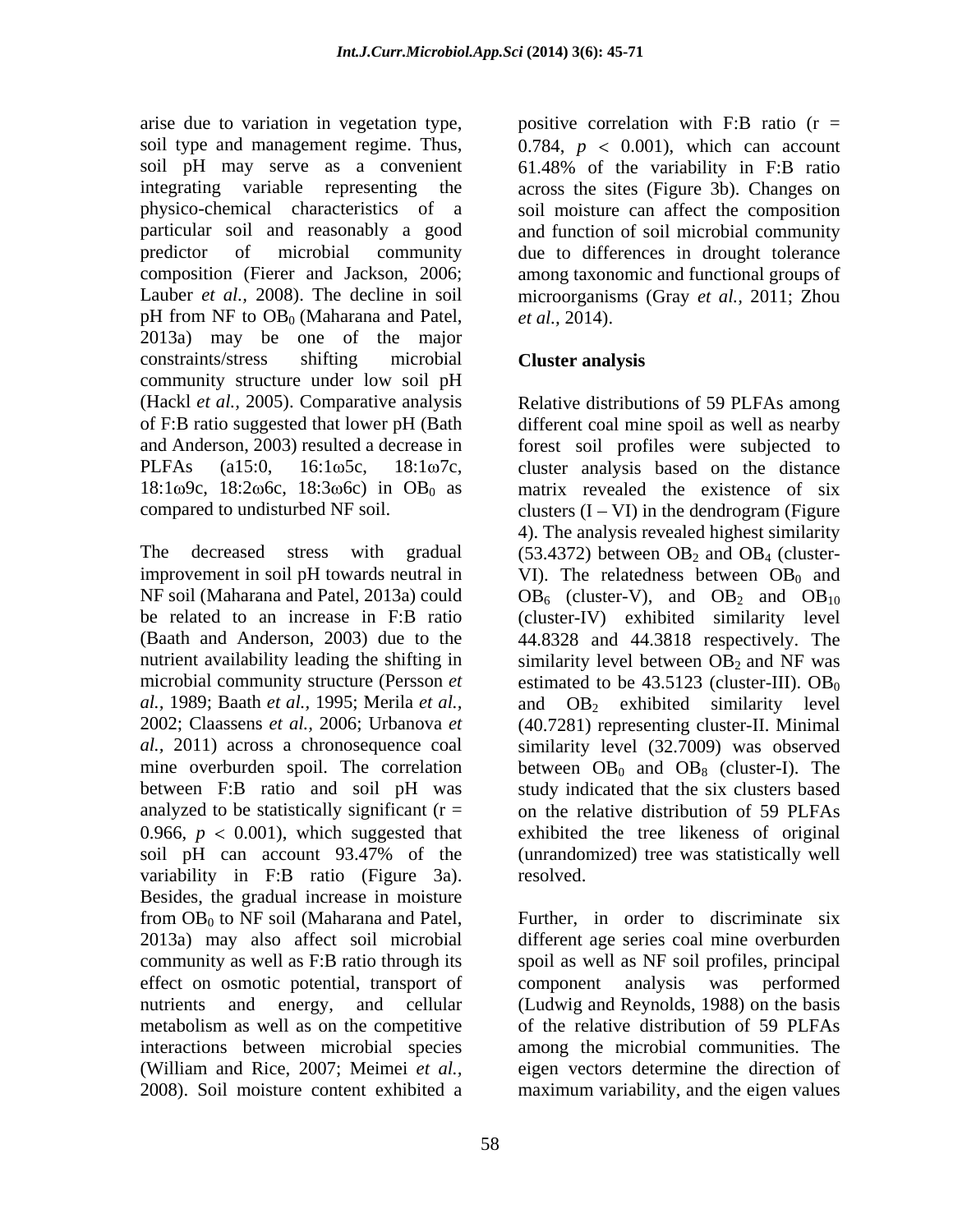arise due to variation in vegetation type, soil type and management regime. Thus, soil pH may serve as a convenient integrating variable representing the physico-chemical characteristics of a particular soil and reasonably a good predictor of microbial community composition (Fierer and Jackson, 2006; Lauber *et al.,* 2008). The decline in soil pH from NF to $OB_0$ (Maharana and Patel, 2013a) may be one of the major constraints/stress shifting microbial community structure under low soil pH (Hackl *et al.,* 2005). Comparative analysis of F:B ratio suggested that lower pH (Bath and Anderson, 2003) resulted a decrease in PLFAs (a15:0, 16:1ω5c, 18:1ω7c, 18:1ω9c, 18:2ω6c, 18:3ω6c) in $OB_0$ as compared to undisturbed NF soil.

The decreased stress with gradual improvement in soil pH towards neutral in NF soil (Maharana and Patel, 2013a) could be related to an increase in F:B ratio (Baath and Anderson, 2003) due to the nutrient availability leading the shifting in microbial community structure (Persson *et al.,* 1989; Baath *et al.,* 1995; Merila *et al.,* 2002; Claassens *et al.,* 2006; Urbanova *et al.,* 2011) across a chronosequence coal mine overburden spoil. The correlation between F:B ratio and soil pH was analyzed to be statistically significant ($r = 0.966$, $p < 0.001$), which suggested that soil pH can account 93.47% of the variability in F:B ratio (Figure 3a). Besides, the gradual increase in moisture from $OB_0$ to NF soil (Maharana and Patel, 2013a) may also affect soil microbial community as well as F:B ratio through its effect on osmotic potential, transport of nutrients and energy, and cellular metabolism as well as on the competitive interactions between microbial species (William and Rice, 2007; Meimei *et al.,* 2008). Soil moisture content exhibited a positive correlation with F:B ratio ($r = 0.784$, $p < 0.001$), which can account 61.48% of the variability in F:B ratio across the sites (Figure 3b). Changes on soil moisture can affect the composition and function of soil microbial community due to differences in drought tolerance among taxonomic and functional groups of microorganisms (Gray *et al.,* 2011; Zhou *et al.,* 2014).

## Cluster analysis

Relative distributions of 59 PLFAs among different coal mine spoil as well as nearby forest soil profiles were subjected to cluster analysis based on the distance matrix revealed the existence of six clusters (I – VI) in the dendrogram (Figure 4). The analysis revealed highest similarity (53.4372) between $OB_2$ and $OB_4$ (cluster-VI). The relatedness between $OB_0$ and $OB_6$ (cluster-V), and $OB_2$ and $OB_{10}$ (cluster-IV) exhibited similarity level 44.8328 and 44.3818 respectively. The similarity level between $OB_2$ and NF was estimated to be 43.5123 (cluster-III). $OB_0$ and $OB_2$ exhibited similarity level (40.7281) representing cluster-II. Minimal similarity level (32.7009) was observed between $OB_0$ and $OB_8$ (cluster-I). The study indicated that the six clusters based on the relative distribution of 59 PLFAs exhibited the tree likeness of original (unrandomized) tree was statistically well resolved.

Further, in order to discriminate six different age series coal mine overburden spoil as well as NF soil profiles, principal component analysis was performed (Ludwig and Reynolds, 1988) on the basis of the relative distribution of 59 PLFAs among the microbial communities. The eigen vectors determine the direction of maximum variability, and the eigen values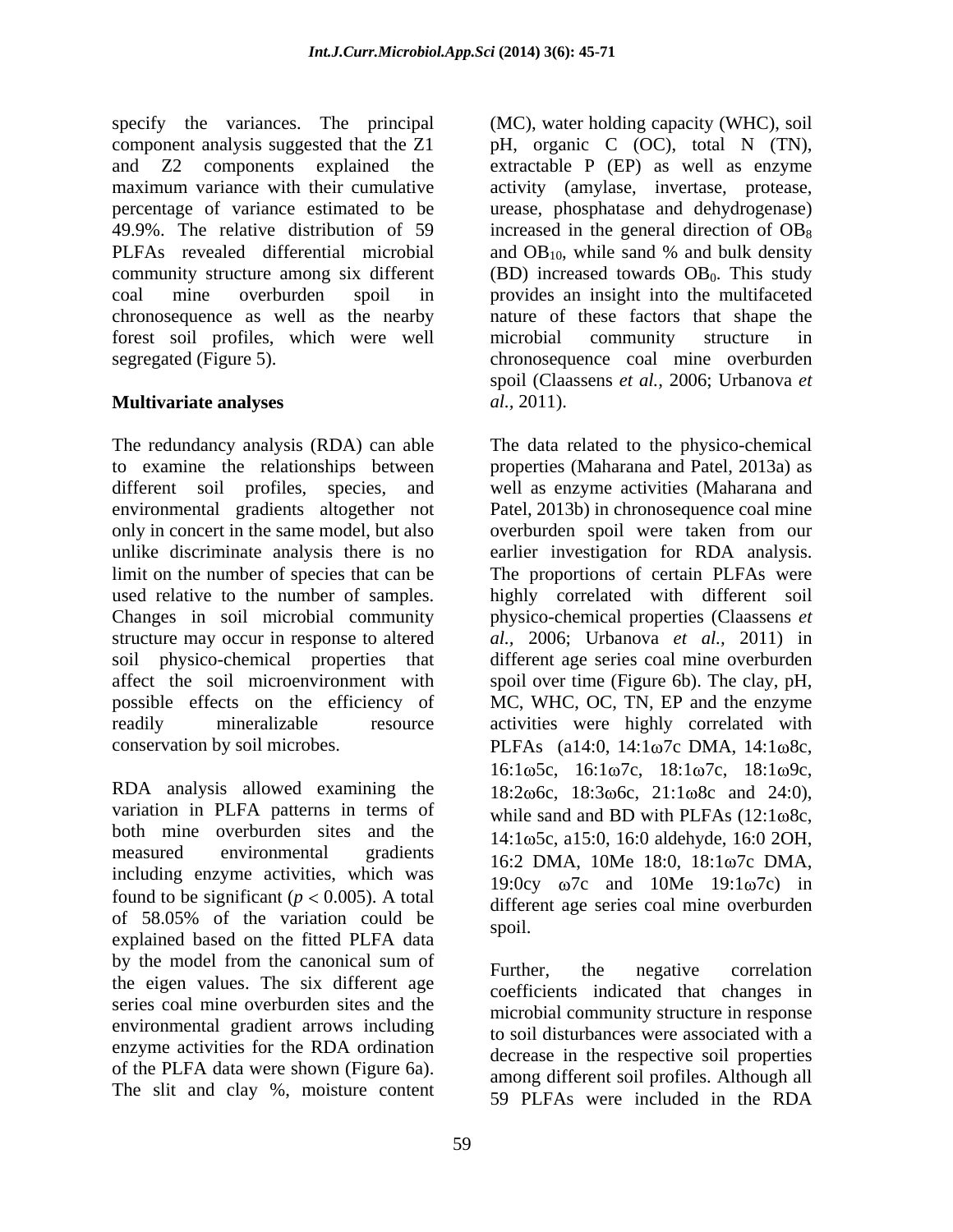specify the variances. The principal component analysis suggested that the Z1 and Z2 components explained the maximum variance with their cumulative percentage of variance estimated to be 49.9%. The relative distribution of 59 PLFAs revealed differential microbial community structure among six different coal mine overburden spoil in chronosequence as well as the nearby forest soil profiles, which were well segregated (Figure 5).

## Multivariate analyses

The redundancy analysis (RDA) can able to examine the relationships between different soil profiles, species, and environmental gradients altogether not only in concert in the same model, but also unlike discriminate analysis there is no limit on the number of species that can be used relative to the number of samples. Changes in soil microbial community structure may occur in response to altered soil physico-chemical properties that affect the soil microenvironment with possible effects on the efficiency of readily mineralizable resource conservation by soil microbes.

RDA analysis allowed examining the variation in PLFA patterns in terms of both mine overburden sites and the measured environmental gradients including enzyme activities, which was found to be significant ($p < 0.005$). A total of 58.05% of the variation could be explained based on the fitted PLFA data by the model from the canonical sum of the eigen values. The six different age series coal mine overburden sites and the environmental gradient arrows including enzyme activities for the RDA ordination of the PLFA data were shown (Figure 6a). The slit and clay %, moisture content (MC), water holding capacity (WHC), soil pH, organic C (OC), total N (TN), extractable P (EP) as well as enzyme activity (amylase, invertase, protease, urease, phosphatase and dehydrogenase) increased in the general direction of $OB_8$ and $OB_{10}$, while sand % and bulk density (BD) increased towards $OB_0$. This study provides an insight into the multifaceted nature of these factors that shape the microbial community structure in chronosequence coal mine overburden spoil (Claassens *et al.*, 2006; Urbanova *et al.*, 2011).

The data related to the physico-chemical properties (Maharana and Patel, 2013a) as well as enzyme activities (Maharana and Patel, 2013b) in chronosequence coal mine overburden spoil were taken from our earlier investigation for RDA analysis. The proportions of certain PLFAs were highly correlated with different soil physico-chemical properties (Claassens *et al.*, 2006; Urbanova *et al.*, 2011) in different age series coal mine overburden spoil over time (Figure 6b). The clay, pH, MC, WHC, OC, TN, EP and the enzyme activities were highly correlated with PLFAs (a14:0, 14:1ω7c DMA, 14:1ω8c, 16:1ω5c, 16:1ω7c, 18:1ω7c, 18:1ω9c, 18:2ω6c, 18:3ω6c, 21:1ω8c and 24:0), while sand and BD with PLFAs (12:1ω8c, 14:1ω5c, a15:0, 16:0 aldehyde, 16:0 2OH, 16:2 DMA, 10Me 18:0, 18:1ω7c DMA, 19:0cy ω7c and 10Me 19:1ω7c) in different age series coal mine overburden spoil.

Further, the negative correlation coefficients indicated that changes in microbial community structure in response to soil disturbances were associated with a decrease in the respective soil properties among different soil profiles. Although all 59 PLFAs were included in the RDA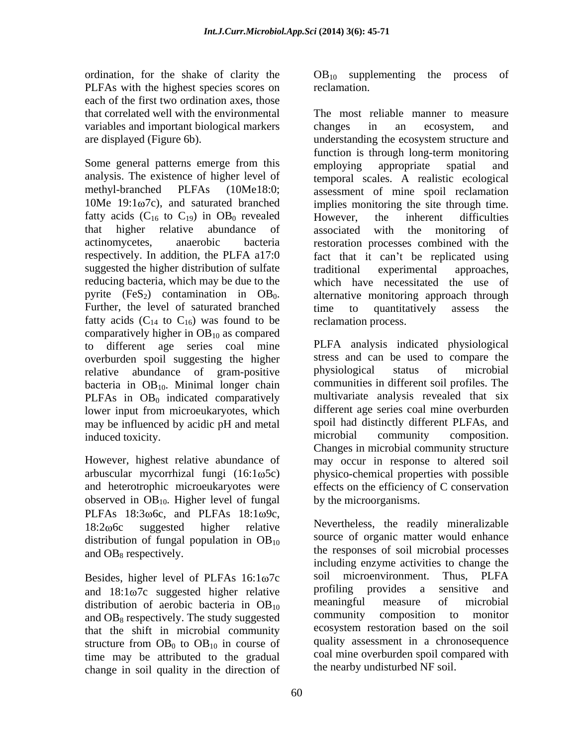ordination, for the shake of clarity the PLFAs with the highest species scores on each of the first two ordination axes, those that correlated well with the environmental variables and important biological markers are displayed (Figure 6b).

Some general patterns emerge from this analysis. The existence of higher level of methyl-branched PLFAs (10Me18:0; 10Me 19:1ω7c), and saturated branched fatty acids ($C_{16}$ to $C_{19}$) in $OB_0$ revealed that higher relative abundance of actinomycetes, anaerobic bacteria respectively. In addition, the PLFA a17:0 suggested the higher distribution of sulfate reducing bacteria, which may be due to the pyrite ($FeS_2$) contamination in $OB_0$. Further, the level of saturated branched fatty acids ($C_{14}$ to $C_{16}$) was found to be comparatively higher in $OB_{10}$ as compared to different age series coal mine overburden spoil suggesting the higher relative abundance of gram-positive bacteria in $OB_{10}$. Minimal longer chain PLFAs in $OB_0$ indicated comparatively lower input from microeukaryotes, which may be influenced by acidic pH and metal induced toxicity.

However, highest relative abundance of arbuscular mycorrhizal fungi (16:1ω5c) and heterotrophic microeukaryotes were observed in $OB_{10}$. Higher level of fungal PLFAs 18:3ω6c, and PLFAs 18:1ω9c, 18:2ω6c suggested higher relative distribution of fungal population in $OB_{10}$ and $OB_8$ respectively.

Besides, higher level of PLFAs 16:1ω7c and 18:1ω7c suggested higher relative distribution of aerobic bacteria in $OB_{10}$ and $OB_8$ respectively. The study suggested that the shift in microbial community structure from $OB_0$ to $OB_{10}$ in course of time may be attributed to the gradual change in soil quality in the direction of $OB_{10}$ supplementing the process of reclamation.

The most reliable manner to measure changes in an ecosystem, and understanding the ecosystem structure and function is through long-term monitoring employing appropriate spatial and temporal scales. A realistic ecological assessment of mine spoil reclamation implies monitoring the site through time. However, the inherent difficulties associated with the monitoring of restoration processes combined with the fact that it can't be replicated using traditional experimental approaches, which have necessitated the use of alternative monitoring approach through time to quantitatively assess the reclamation process.

PLFA analysis indicated physiological stress and can be used to compare the physiological status of microbial communities in different soil profiles. The multivariate analysis revealed that six different age series coal mine overburden spoil had distinctly different PLFAs, and microbial community composition. Changes in microbial community structure may occur in response to altered soil physico-chemical properties with possible effects on the efficiency of C conservation by the microorganisms.

Nevertheless, the readily mineralizable source of organic matter would enhance the responses of soil microbial processes including enzyme activities to change the soil microenvironment. Thus, PLFA profiling provides a sensitive and meaningful measure of microbial community composition to monitor ecosystem restoration based on the soil quality assessment in a chronosequence coal mine overburden spoil compared with the nearby undisturbed NF soil.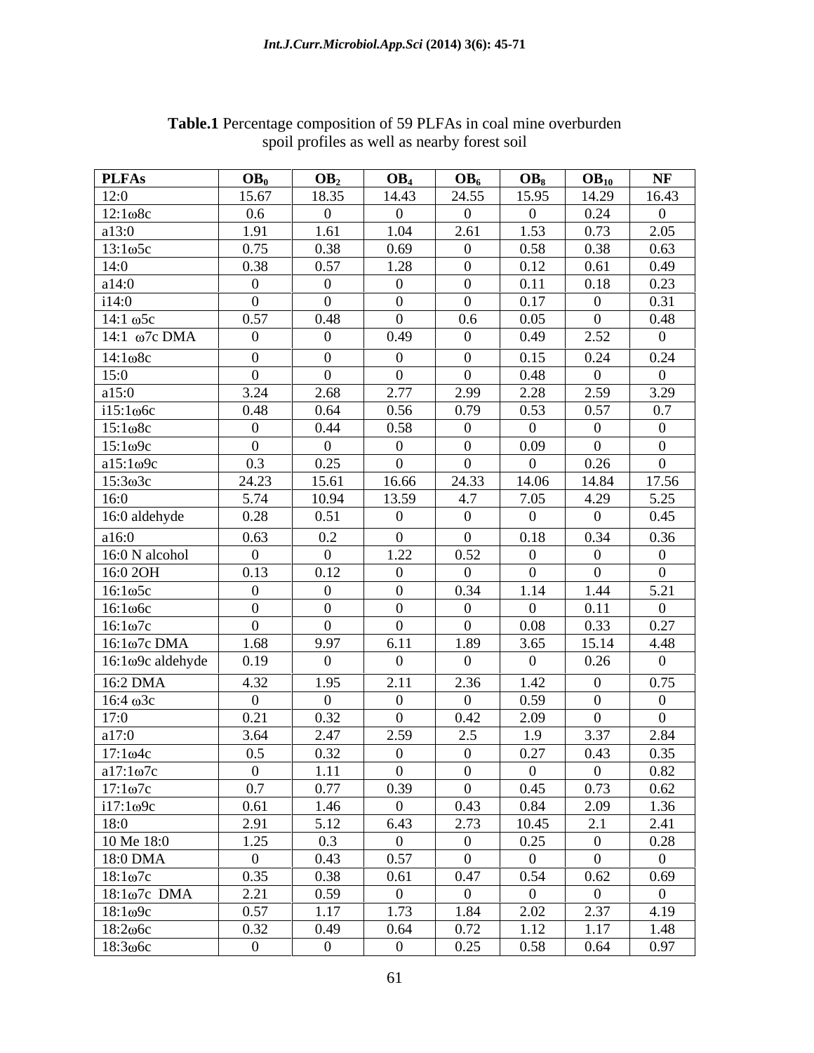**Table.1** Percentage composition of 59 PLFAs in coal mine overburden spoil profiles as well as nearby forest soil

| PLFAs | $OB_0$ | $OB_2$ | $OB_4$ | $OB_6$ | $OB_8$ | $OB_{10}$ | NF |
|---|---|---|---|---|---|---|---|
| 12:0 | 15.67 | 18.35 | 14.43 | 24.55 | 15.95 | 14.29 | 16.43 |
| 12:1ω8c | 0.6 | 0 | 0 | 0 | 0 | 0.24 | 0 |
| a13:0 | 1.91 | 1.61 | 1.04 | 2.61 | 1.53 | 0.73 | 2.05 |
| 13:1ω5c | 0.75 | 0.38 | 0.69 | 0 | 0.58 | 0.38 | 0.63 |
| 14:0 | 0.38 | 0.57 | 1.28 | 0 | 0.12 | 0.61 | 0.49 |
| a14:0 | 0 | 0 | 0 | 0 | 0.11 | 0.18 | 0.23 |
| i14:0 | 0 | 0 | 0 | 0 | 0.17 | 0 | 0.31 |
| 14:1 ω5c | 0.57 | 0.48 | 0 | 0.6 | 0.05 | 0 | 0.48 |
| 14:1 ω7c DMA | 0 | 0 | 0.49 | 0 | 0.49 | 2.52 | 0 |
| 14:1ω8c | 0 | 0 | 0 | 0 | 0.15 | 0.24 | 0.24 |
| 15:0 | 0 | 0 | 0 | 0 | 0.48 | 0 | 0 |
| a15:0 | 3.24 | 2.68 | 2.77 | 2.99 | 2.28 | 2.59 | 3.29 |
| i15:1ω6c | 0.48 | 0.64 | 0.56 | 0.79 | 0.53 | 0.57 | 0.7 |
| 15:1ω8c | 0 | 0.44 | 0.58 | 0 | 0 | 0 | 0 |
| 15:1ω9c | 0 | 0 | 0 | 0 | 0.09 | 0 | 0 |
| a15:1ω9c | 0.3 | 0.25 | 0 | 0 | 0 | 0.26 | 0 |
| 15:3ω3c | 24.23 | 15.61 | 16.66 | 24.33 | 14.06 | 14.84 | 17.56 |
| 16:0 | 5.74 | 10.94 | 13.59 | 4.7 | 7.05 | 4.29 | 5.25 |
| 16:0 aldehyde | 0.28 | 0.51 | 0 | 0 | 0 | 0 | 0.45 |
| a16:0 | 0.63 | 0.2 | 0 | 0 | 0.18 | 0.34 | 0.36 |
| 16:0 N alcohol | 0 | 0 | 1.22 | 0.52 | 0 | 0 | 0 |
| 16:0 2OH | 0.13 | 0.12 | 0 | 0 | 0 | 0 | 0 |
| 16:1ω5c | 0 | 0 | 0 | 0.34 | 1.14 | 1.44 | 5.21 |
| 16:1ω6c | 0 | 0 | 0 | 0 | 0 | 0.11 | 0 |
| 16:1ω7c | 0 | 0 | 0 | 0 | 0.08 | 0.33 | 0.27 |
| 16:1ω7c DMA | 1.68 | 9.97 | 6.11 | 1.89 | 3.65 | 15.14 | 4.48 |
| 16:1ω9c aldehyde | 0.19 | 0 | 0 | 0 | 0 | 0.26 | 0 |
| 16:2 DMA | 4.32 | 1.95 | 2.11 | 2.36 | 1.42 | 0 | 0.75 |
| 16:4 ω3c | 0 | 0 | 0 | 0 | 0.59 | 0 | 0 |
| 17:0 | 0.21 | 0.32 | 0 | 0.42 | 2.09 | 0 | 0 |
| a17:0 | 3.64 | 2.47 | 2.59 | 2.5 | 1.9 | 3.37 | 2.84 |
| 17:1ω4c | 0.5 | 0.32 | 0 | 0 | 0.27 | 0.43 | 0.35 |
| a17:1ω7c | 0 | 1.11 | 0 | 0 | 0 | 0 | 0.82 |
| 17:1ω7c | 0.7 | 0.77 | 0.39 | 0 | 0.45 | 0.73 | 0.62 |
| i17:1ω9c | 0.61 | 1.46 | 0 | 0.43 | 0.84 | 2.09 | 1.36 |
| 18:0 | 2.91 | 5.12 | 6.43 | 2.73 | 10.45 | 2.1 | 2.41 |
| 10 Me 18:0 | 1.25 | 0.3 | 0 | 0 | 0.25 | 0 | 0.28 |
| 18:0 DMA | 0 | 0.43 | 0.57 | 0 | 0 | 0 | 0 |
| 18:1ω7c | 0.35 | 0.38 | 0.61 | 0.47 | 0.54 | 0.62 | 0.69 |
| 18:1ω7c DMA | 2.21 | 0.59 | 0 | 0 | 0 | 0 | 0 |
| 18:1ω9c | 0.57 | 1.17 | 1.73 | 1.84 | 2.02 | 2.37 | 4.19 |
| 18:2ω6c | 0.32 | 0.49 | 0.64 | 0.72 | 1.12 | 1.17 | 1.48 |
| 18:3ω6c | 0 | 0 | 0 | 0.25 | 0.58 | 0.64 | 0.97 |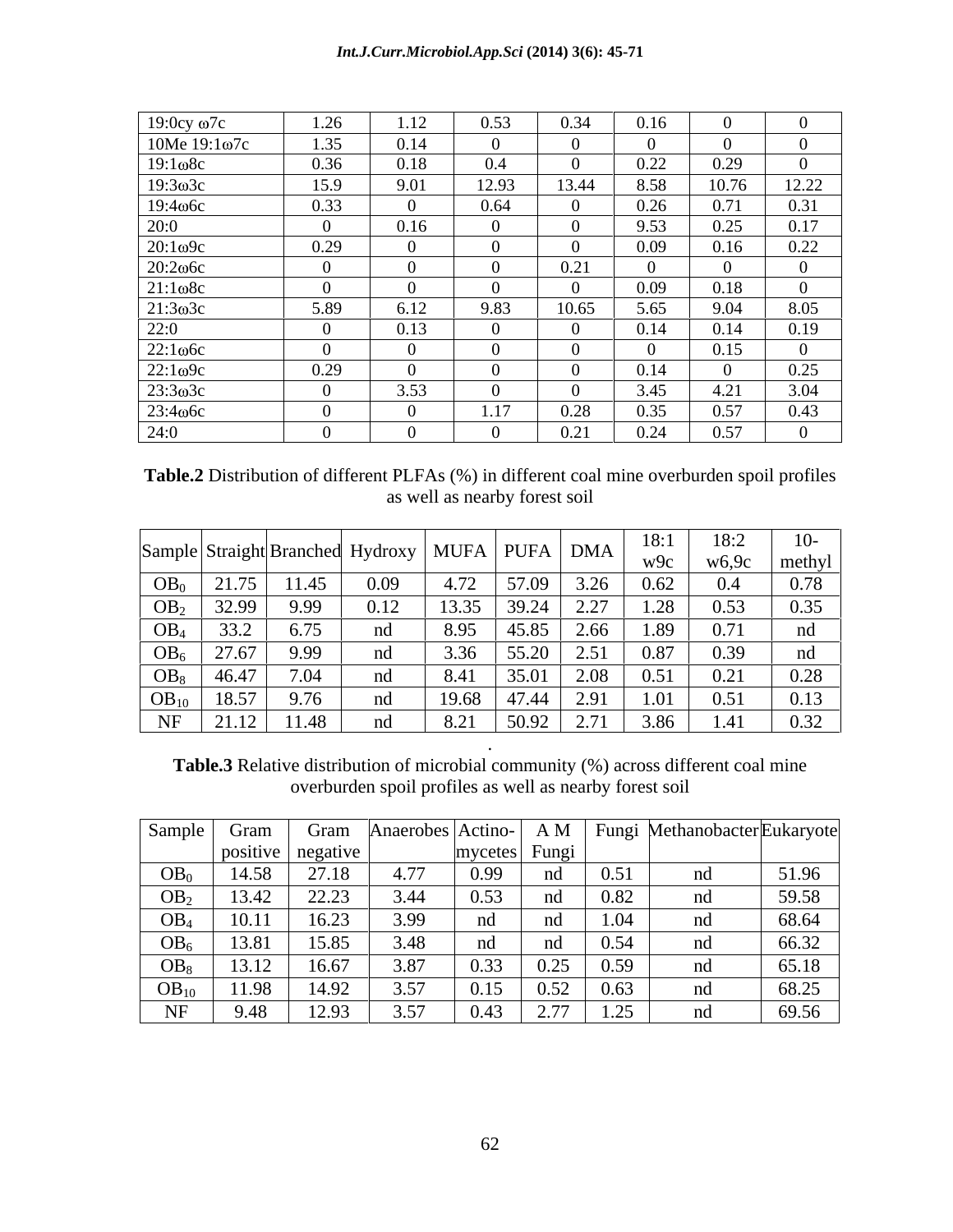| | | | | | | | |
|---|---|---|---|---|---|---|---|
| 19:0cy ω7c | 1.26 | 1.12 | 0.53 | 0.34 | 0.16 | 0 | 0 |
| 10Me 19:1ω7c | 1.35 | 0.14 | 0 | 0 | 0 | 0 | 0 |
| 19:1ω8c | 0.36 | 0.18 | 0.4 | 0 | 0.22 | 0.29 | 0 |
| 19:3ω3c | 15.9 | 9.01 | 12.93 | 13.44 | 8.58 | 10.76 | 12.22 |
| 19:4ω6c | 0.33 | 0 | 0.64 | 0 | 0.26 | 0.71 | 0.31 |
| 20:0 | 0 | 0.16 | 0 | 0 | 9.53 | 0.25 | 0.17 |
| 20:1ω9c | 0.29 | 0 | 0 | 0 | 0.09 | 0.16 | 0.22 |
| 20:2ω6c | 0 | 0 | 0 | 0.21 | 0 | 0 | 0 |
| 21:1ω8c | 0 | 0 | 0 | 0 | 0.09 | 0.18 | 0 |
| 21:3ω3c | 5.89 | 6.12 | 9.83 | 10.65 | 5.65 | 9.04 | 8.05 |
| 22:0 | 0 | 0.13 | 0 | 0 | 0.14 | 0.14 | 0.19 |
| 22:1ω6c | 0 | 0 | 0 | 0 | 0 | 0.15 | 0 |
| 22:1ω9c | 0.29 | 0 | 0 | 0 | 0.14 | 0 | 0.25 |
| 23:3ω3c | 0 | 3.53 | 0 | 0 | 3.45 | 4.21 | 3.04 |
| 23:4ω6c | 0 | 0 | 1.17 | 0.28 | 0.35 | 0.57 | 0.43 |
| 24:0 | 0 | 0 | 0 | 0.21 | 0.24 | 0.57 | 0 |

**Table.2** Distribution of different PLFAs (%) in different coal mine overburden spoil profiles as well as nearby forest soil

| Sample | Straight | Branched | Hydroxy | MUFA | PUFA | DMA | 18:1 w9c | 18:2 w6,9c | 10-methyl |
|---|---|---|---|---|---|---|---|---|---|
| $OB_0$ | 21.75 | 11.45 | 0.09 | 4.72 | 57.09 | 3.26 | 0.62 | 0.4 | 0.78 |
| $OB_2$ | 32.99 | 9.99 | 0.12 | 13.35 | 39.24 | 2.27 | 1.28 | 0.53 | 0.35 |
| $OB_4$ | 33.2 | 6.75 | nd | 8.95 | 45.85 | 2.66 | 1.89 | 0.71 | nd |
| $OB_6$ | 27.67 | 9.99 | nd | 3.36 | 55.20 | 2.51 | 0.87 | 0.39 | nd |
| $OB_8$ | 46.47 | 7.04 | nd | 8.41 | 35.01 | 2.08 | 0.51 | 0.21 | 0.28 |
| $OB_{10}$ | 18.57 | 9.76 | nd | 19.68 | 47.44 | 2.91 | 1.01 | 0.51 | 0.13 |
| NF | 21.12 | 11.48 | nd | 8.21 | 50.92 | 2.71 | 3.86 | 1.41 | 0.32 |

**Table.3** Relative distribution of microbial community (%) across different coal mine overburden spoil profiles as well as nearby forest soil

| Sample | Gram positive | Gram negative | Anaerobes | Actino-mycetes | A M Fungi | Fungi | Methanobacter | Eukaryote |
|---|---|---|---|---|---|---|---|---|
| $OB_0$ | 14.58 | 27.18 | 4.77 | 0.99 | nd | 0.51 | nd | 51.96 |
| $OB_2$ | 13.42 | 22.23 | 3.44 | 0.53 | nd | 0.82 | nd | 59.58 |
| $OB_4$ | 10.11 | 16.23 | 3.99 | nd | nd | 1.04 | nd | 68.64 |
| $OB_6$ | 13.81 | 15.85 | 3.48 | nd | nd | 0.54 | nd | 66.32 |
| $OB_8$ | 13.12 | 16.67 | 3.87 | 0.33 | 0.25 | 0.59 | nd | 65.18 |
| $OB_{10}$ | 11.98 | 14.92 | 3.57 | 0.15 | 0.52 | 0.63 | nd | 68.25 |
| NF | 9.48 | 12.93 | 3.57 | 0.43 | 2.77 | 1.25 | nd | 69.56 |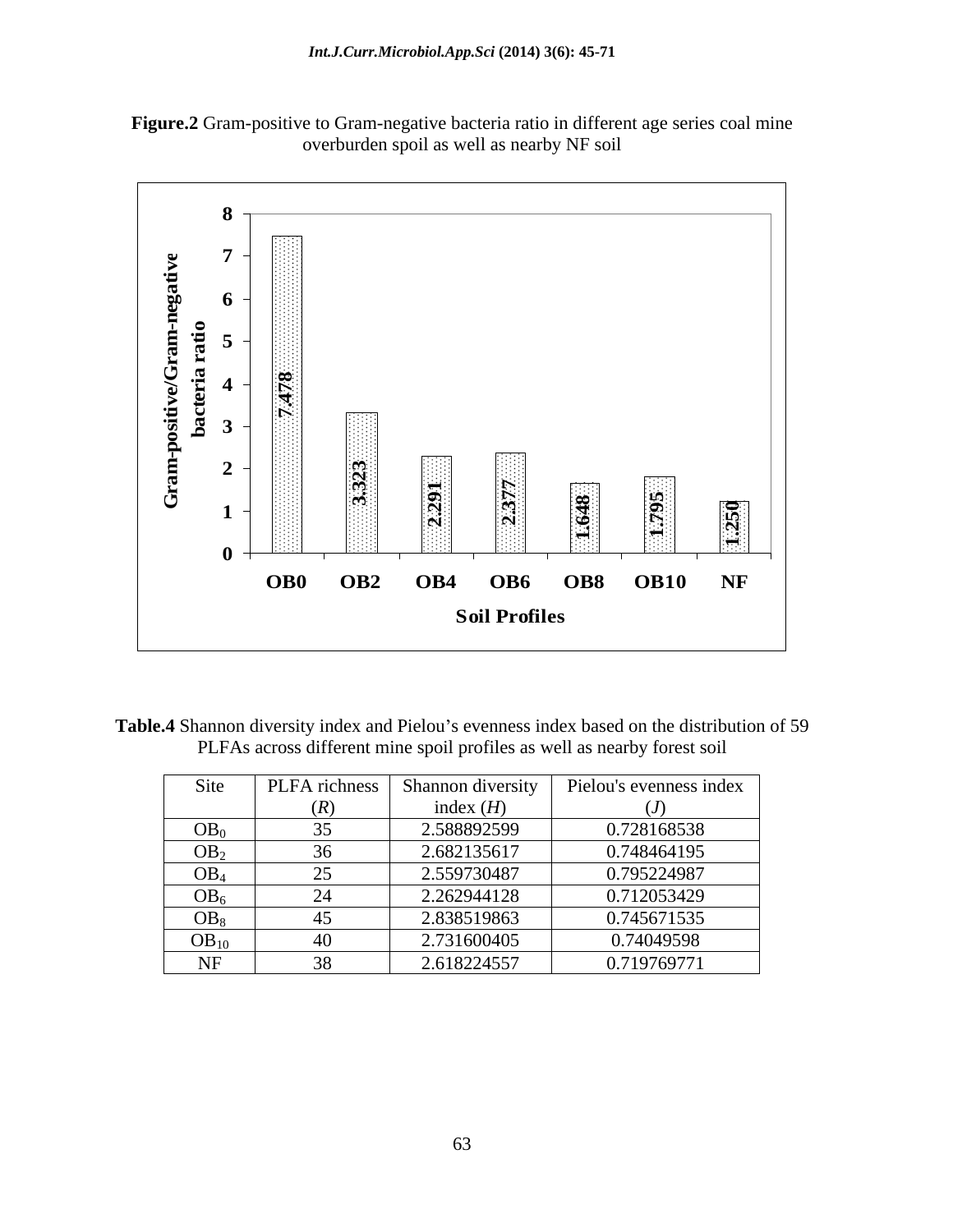**Figure.2** Gram-positive to Gram-negative bacteria ratio in different age series coal mine overburden spoil as well as nearby NF soil

| Soil Profiles | Gram-positive/Gram-negative bacteria ratio |
|---|---|
| OB0 | 7.478 |
| OB2 | 3.323 |
| OB4 | 2.291 |
| OB6 | 2.377 |
| OB8 | 1.648 |
| OB10 | 1.795 |
| NF | 1.250 |

**Table.4** Shannon diversity index and Pielou's evenness index based on the distribution of 59 PLFAs across different mine spoil profiles as well as nearby forest soil

| Site | PLFA richness (*R*) | Shannon diversity index (*H*) | Pielou's evenness index (*J*) |
|---|---|---|---|
| $OB_0$ | 35 | 2.588892599 | 0.728168538 |
| $OB_2$ | 36 | 2.682135617 | 0.748464195 |
| $OB_4$ | 25 | 2.559730487 | 0.795224987 |
| $OB_6$ | 24 | 2.262944128 | 0.712053429 |
| $OB_8$ | 45 | 2.838519863 | 0.745671535 |
| $OB_{10}$ | 40 | 2.731600405 | 0.74049598 |
| NF | 38 | 2.618224557 | 0.719769771 |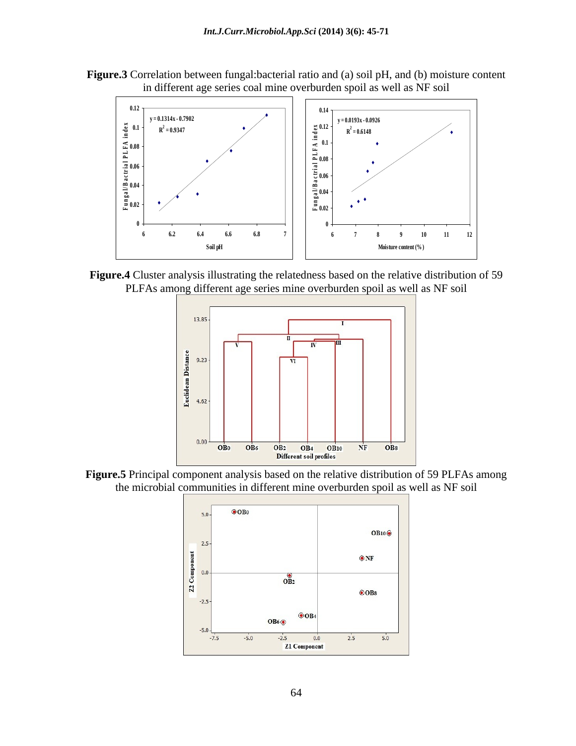**Figure.3** Correlation between fungal:bacterial ratio and (a) soil pH, and (b) moisture content in different age series coal mine overburden spoil as well as NF soil

**Figure.4** Cluster analysis illustrating the relatedness based on the relative distribution of 59 PLFAs among different age series mine overburden spoil as well as NF soil

**Figure.5** Principal component analysis based on the relative distribution of 59 PLFAs among the microbial communities in different mine overburden spoil as well as NF soil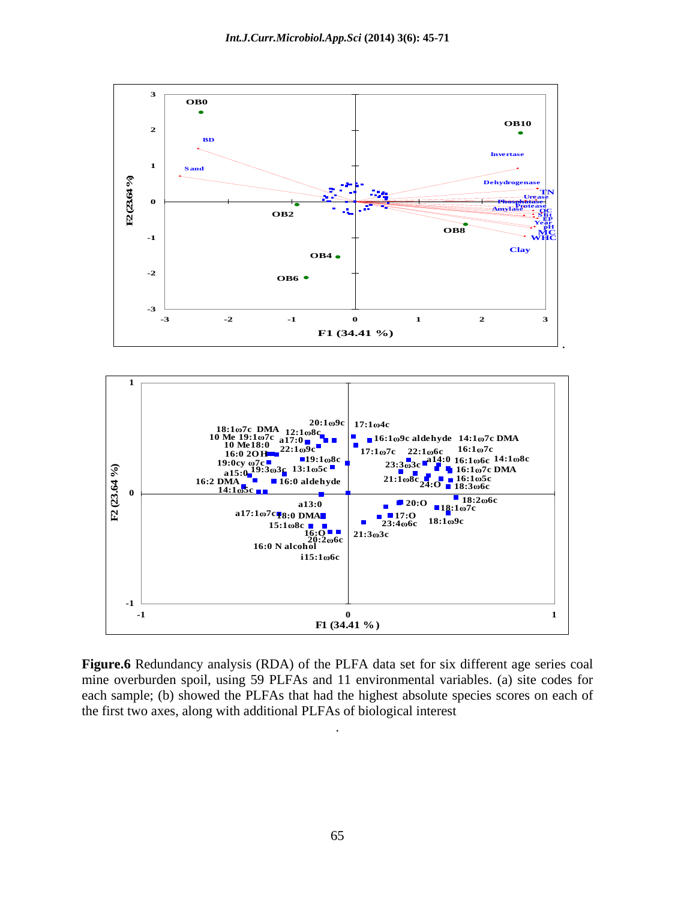**Figure.6** Redundancy analysis (RDA) of the PLFA data set for six different age series coal mine overburden spoil, using 59 PLFAs and 11 environmental variables. (a) site codes for each sample; (b) showed the PLFAs that had the highest absolute species scores on each of the first two axes, along with additional PLFAs of biological interest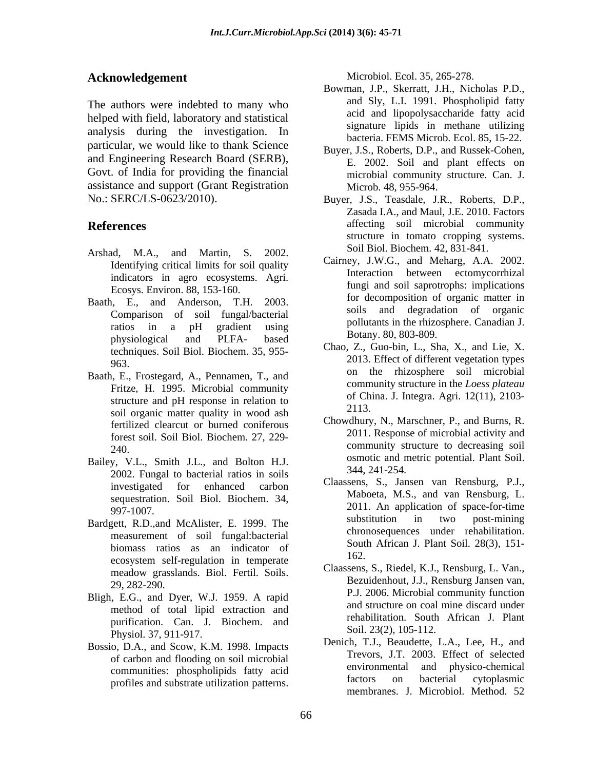## Acknowledgement

The authors were indebted to many who helped with field, laboratory and statistical analysis during the investigation. In particular, we would like to thank Science and Engineering Research Board (SERB), Govt. of India for providing the financial assistance and support (Grant Registration No.: SERC/LS-0623/2010).

## References

Arshad, M.A., and Martin, S. 2002. Identifying critical limits for soil quality indicators in agro ecosystems. Agri. Ecosys. Environ. 88, 153-160.

Baath, E., and Anderson, T.H. 2003. Comparison of soil fungal/bacterial ratios in a pH gradient using physiological and PLFA- based techniques. Soil Biol. Biochem. 35, 955-963.

Baath, E., Frostegard, A., Pennamen, T., and Fritze, H. 1995. Microbial community structure and pH response in relation to soil organic matter quality in wood ash fertilized clearcut or burned coniferous forest soil. Soil Biol. Biochem. 27, 229-240.

Bailey, V.L., Smith J.L., and Bolton H.J. 2002. Fungal to bacterial ratios in soils investigated for enhanced carbon sequestration. Soil Biol. Biochem. 34, 997-1007.

Bardgett, R.D.,and McAlister, E. 1999. The measurement of soil fungal:bacterial biomass ratios as an indicator of ecosystem self-regulation in temperate meadow grasslands. Biol. Fertil. Soils. 29, 282-290.

Bligh, E.G., and Dyer, W.J. 1959. A rapid method of total lipid extraction and purification. Can. J. Biochem. and Physiol. 37, 911-917.

Bossio, D.A., and Scow, K.M. 1998. Impacts of carbon and flooding on soil microbial communities: phospholipids fatty acid profiles and substrate utilization patterns. Microbiol. Ecol. 35, 265-278.

Bowman, J.P., Skerratt, J.H., Nicholas P.D., and Sly, L.I. 1991. Phospholipid fatty acid and lipopolysaccharide fatty acid signature lipids in methane utilizing bacteria. FEMS Microb. Ecol. 85, 15-22.

Buyer, J.S., Roberts, D.P., and Russek-Cohen, E. 2002. Soil and plant effects on microbial community structure. Can. J. Microb. 48, 955-964.

Buyer, J.S., Teasdale, J.R., Roberts, D.P., Zasada I.A., and Maul, J.E. 2010. Factors affecting soil microbial community structure in tomato cropping systems. Soil Biol. Biochem. 42, 831-841.

Cairney, J.W.G., and Meharg, A.A. 2002. Interaction between ectomycorrhizal fungi and soil saprotrophs: implications for decomposition of organic matter in soils and degradation of organic pollutants in the rhizosphere. Canadian J. Botany. 80, 803-809.

Chao, Z., Guo-bin, L., Sha, X., and Lie, X. 2013. Effect of different vegetation types on the rhizosphere soil microbial community structure in the *Loess plateau* of China. J. Integra. Agri. 12(11), 2103-2113.

Chowdhury, N., Marschner, P., and Burns, R. 2011. Response of microbial activity and community structure to decreasing soil osmotic and metric potential. Plant Soil. 344, 241-254.

Claassens, S., Jansen van Rensburg, P.J., Maboeta, M.S., and van Rensburg, L. 2011. An application of space-for-time substitution in two post-mining chronosequences under rehabilitation. South African J. Plant Soil. 28(3), 151-162.

Claassens, S., Riedel, K.J., Rensburg, L. Van., Bezuidenhout, J.J., Rensburg Jansen van, P.J. 2006. Microbial community function and structure on coal mine discard under rehabilitation. South African J. Plant Soil. 23(2), 105-112.

Denich, T.J., Beaudette, L.A., Lee, H., and Trevors, J.T. 2003. Effect of selected environmental and physico-chemical factors on bacterial cytoplasmic membranes. J. Microbiol. Method. 52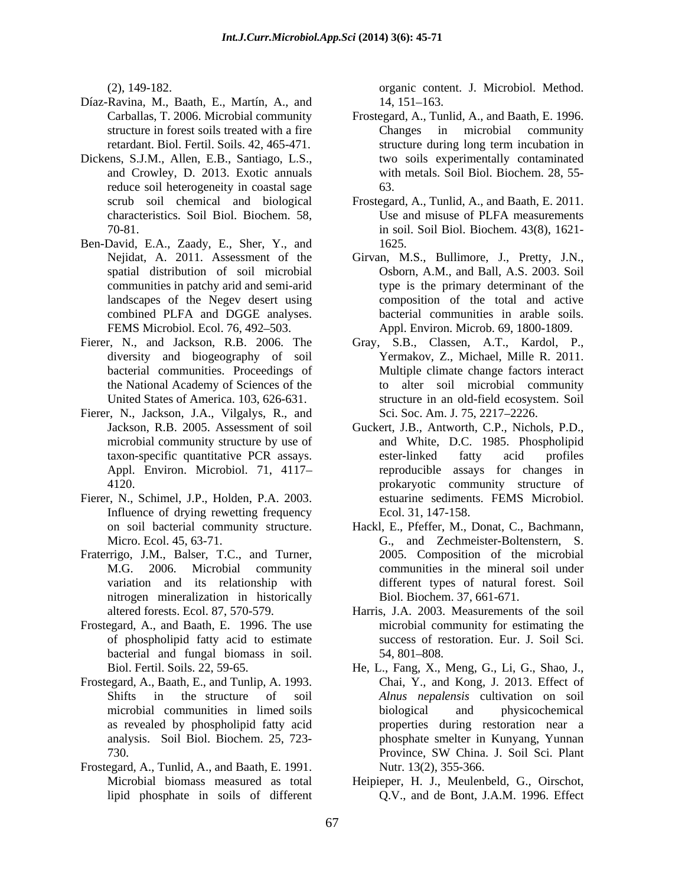(2), 149-182.

Díaz-Ravina, M., Baath, E., Martín, A., and Carballas, T. 2006. Microbial community structure in forest soils treated with a fire retardant. Biol. Fertil. Soils. 42, 465-471.

Dickens, S.J.M., Allen, E.B., Santiago, L.S., and Crowley, D. 2013. Exotic annuals reduce soil heterogeneity in coastal sage scrub soil chemical and biological characteristics. Soil Biol. Biochem. 58, 70-81.

Ben-David, E.A., Zaady, E., Sher, Y., and Nejidat, A. 2011. Assessment of the spatial distribution of soil microbial communities in patchy arid and semi-arid landscapes of the Negev desert using combined PLFA and DGGE analyses. FEMS Microbiol. Ecol. 76, 492–503.

Fierer, N., and Jackson, R.B. 2006. The diversity and biogeography of soil bacterial communities. Proceedings of the National Academy of Sciences of the United States of America. 103, 626-631.

Fierer, N., Jackson, J.A., Vilgalys, R., and Jackson, R.B. 2005. Assessment of soil microbial community structure by use of taxon-specific quantitative PCR assays. Appl. Environ. Microbiol. 71, 4117–4120.

Fierer, N., Schimel, J.P., Holden, P.A. 2003. Influence of drying rewetting frequency on soil bacterial community structure. Micro. Ecol. 45, 63-71.

Fraterrigo, J.M., Balser, T.C., and Turner, M.G. 2006. Microbial community variation and its relationship with nitrogen mineralization in historically altered forests. Ecol. 87, 570-579.

Frostegard, A., and Baath, E. 1996. The use of phospholipid fatty acid to estimate bacterial and fungal biomass in soil. Biol. Fertil. Soils. 22, 59-65.

Frostegard, A., Baath, E., and Tunlip, A. 1993. Shifts in the structure of soil microbial communities in limed soils as revealed by phospholipid fatty acid analysis. Soil Biol. Biochem. 25, 723-730.

Frostegard, A., Tunlid, A., and Baath, E. 1991. Microbial biomass measured as total lipid phosphate in soils of different organic content. J. Microbiol. Method. 14, 151–163.

Frostegard, A., Tunlid, A., and Baath, E. 1996. Changes in microbial community structure during long term incubation in two soils experimentally contaminated with metals. Soil Biol. Biochem. 28, 55-63.

Frostegard, A., Tunlid, A., and Baath, E. 2011. Use and misuse of PLFA measurements in soil. Soil Biol. Biochem. 43(8), 1621-1625.

Girvan, M.S., Bullimore, J., Pretty, J.N., Osborn, A.M., and Ball, A.S. 2003. Soil type is the primary determinant of the composition of the total and active bacterial communities in arable soils. Appl. Environ. Microb. 69, 1800-1809.

Gray, S.B., Classen, A.T., Kardol, P., Yermakov, Z., Michael, Mille R. 2011. Multiple climate change factors interact to alter soil microbial community structure in an old-field ecosystem. Soil Sci. Soc. Am. J. 75, 2217–2226.

Guckert, J.B., Antworth, C.P., Nichols, P.D., and White, D.C. 1985. Phospholipid ester-linked fatty acid profiles reproducible assays for changes in prokaryotic community structure of estuarine sediments. FEMS Microbiol. Ecol. 31, 147-158.

Hackl, E., Pfeffer, M., Donat, C., Bachmann, G., and Zechmeister-Boltenstern, S. 2005. Composition of the microbial communities in the mineral soil under different types of natural forest. Soil Biol. Biochem. 37, 661-671.

Harris, J.A. 2003. Measurements of the soil microbial community for estimating the success of restoration. Eur. J. Soil Sci. 54, 801–808.

He, L., Fang, X., Meng, G., Li, G., Shao, J., Chai, Y., and Kong, J. 2013. Effect of *Alnus nepalensis* cultivation on soil biological and physicochemical properties during restoration near a phosphate smelter in Kunyang, Yunnan Province, SW China. J. Soil Sci. Plant Nutr. 13(2), 355-366.

Heipieper, H. J., Meulenbeld, G., Oirschot, Q.V., and de Bont, J.A.M. 1996. Effect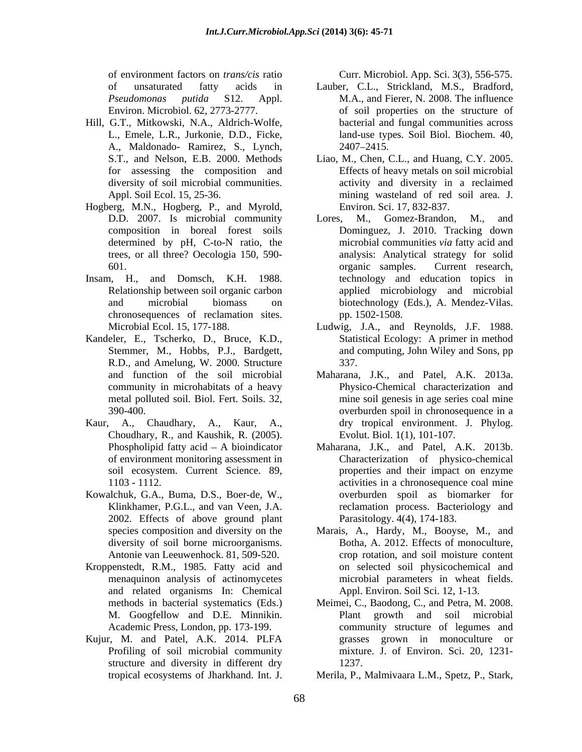of environment factors on *trans/cis* ratio of unsaturated fatty acids in *Pseudomonas putida* S12. Appl. Environ. Microbiol. 62, 2773-2777.

Hill, G.T., Mitkowski, N.A., Aldrich-Wolfe, L., Emele, L.R., Jurkonie, D.D., Ficke, A., Maldonado- Ramirez, S., Lynch, S.T., and Nelson, E.B. 2000. Methods for assessing the composition and diversity of soil microbial communities. Appl. Soil Ecol. 15, 25-36.

Hogberg, M.N., Hogberg, P., and Myrold, D.D. 2007. Is microbial community composition in boreal forest soils determined by pH, C-to-N ratio, the trees, or all three? Oecologia 150, 590-601.

Insam, H., and Domsch, K.H. 1988. Relationship between soil organic carbon and microbial biomass on chronosequences of reclamation sites. Microbial Ecol. 15, 177-188.

Kandeler, E., Tscherko, D., Bruce, K.D., Stemmer, M., Hobbs, P.J., Bardgett, R.D., and Amelung, W. 2000. Structure and function of the soil microbial community in microhabitats of a heavy metal polluted soil. Biol. Fert. Soils. 32, 390-400.

Kaur, A., Chaudhary, A., Kaur, A., Choudhary, R., and Kaushik, R. (2005). Phospholipid fatty acid – A bioindicator of environment monitoring assessment in soil ecosystem. Current Science. 89, 1103 - 1112.

Kowalchuk, G.A., Buma, D.S., Boer-de, W., Klinkhamer, P.G.L., and van Veen, J.A. 2002. Effects of above ground plant species composition and diversity on the diversity of soil borne microorganisms. Antonie van Leeuwenhock. 81, 509-520.

Kroppenstedt, R.M., 1985. Fatty acid and menaquinon analysis of actinomycetes and related organisms In: Chemical methods in bacterial systematics (Eds.) M. Googfellow and D.E. Minnikin. Academic Press, London, pp. 173-199.

Kujur, M. and Patel, A.K. 2014. PLFA Profiling of soil microbial community structure and diversity in different dry tropical ecosystems of Jharkhand. Int. J. Curr. Microbiol. App. Sci. 3(3), 556-575.

Lauber, C.L., Strickland, M.S., Bradford, M.A., and Fierer, N. 2008. The influence of soil properties on the structure of bacterial and fungal communities across land-use types. Soil Biol. Biochem. 40, 2407–2415.

Liao, M., Chen, C.L., and Huang, C.Y. 2005. Effects of heavy metals on soil microbial activity and diversity in a reclaimed mining wasteland of red soil area. J. Environ. Sci. 17, 832-837.

Lores, M., Gomez-Brandon, M., and Dominguez, J. 2010. Tracking down microbial communities *via* fatty acid and analysis: Analytical strategy for solid organic samples. Current research, technology and education topics in applied microbiology and microbial biotechnology (Eds.), A. Mendez-Vilas. pp. 1502-1508.

Ludwig, J.A., and Reynolds, J.F. 1988. Statistical Ecology: A primer in method and computing, John Wiley and Sons, pp 337.

Maharana, J.K., and Patel, A.K. 2013a. Physico-Chemical characterization and mine soil genesis in age series coal mine overburden spoil in chronosequence in a dry tropical environment. J. Phylog. Evolut. Biol. 1(1), 101-107.

Maharana, J.K., and Patel, A.K. 2013b. Characterization of physico-chemical properties and their impact on enzyme activities in a chronosequence coal mine overburden spoil as biomarker for reclamation process. Bacteriology and Parasitology. 4(4), 174-183.

Marais, A., Hardy, M., Booyse, M., and Botha, A. 2012. Effects of monoculture, crop rotation, and soil moisture content on selected soil physicochemical and microbial parameters in wheat fields. Appl. Environ. Soil Sci. 12, 1-13.

Meimei, C., Baodong, C., and Petra, M. 2008. Plant growth and soil microbial community structure of legumes and grasses grown in monoculture or mixture. J. of Environ. Sci. 20, 1231-1237.

Merila, P., Malmivaara L.M., Spetz, P., Stark,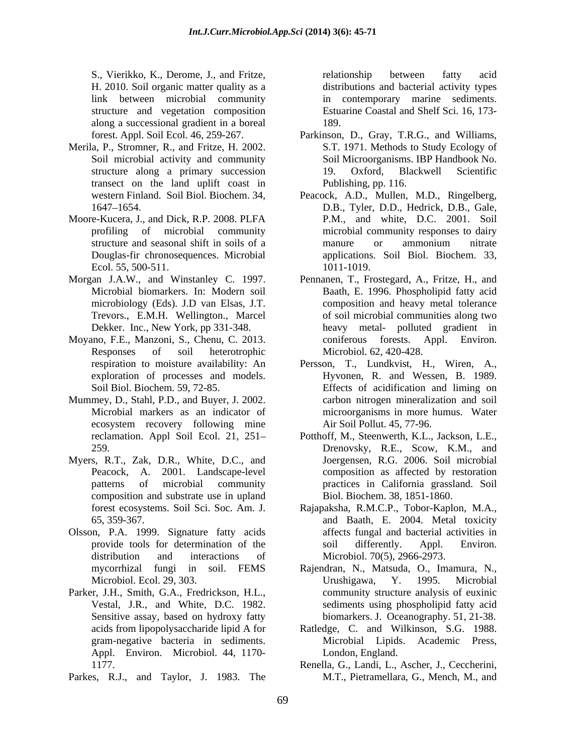S., Vierikko, K., Derome, J., and Fritze, H. 2010. Soil organic matter quality as a link between microbial community structure and vegetation composition along a successional gradient in a boreal forest. Appl. Soil Ecol. 46, 259-267.

Merila, P., Stromner, R., and Fritze, H. 2002. Soil microbial activity and community structure along a primary succession transect on the land uplift coast in western Finland. Soil Biol. Biochem. 34, 1647–1654.

Moore-Kucera, J., and Dick, R.P. 2008. PLFA profiling of microbial community structure and seasonal shift in soils of a Douglas-fir chronosequences. Microbial Ecol. 55, 500-511.

Morgan J.A.W., and Winstanley C. 1997. Microbial biomarkers. In: Modern soil microbiology (Eds). J.D van Elsas, J.T. Trevors., E.M.H. Wellington., Marcel Dekker. Inc., New York, pp 331-348.

Moyano, F.E., Manzoni, S., Chenu, C. 2013. Responses of soil heterotrophic respiration to moisture availability: An exploration of processes and models. Soil Biol. Biochem. 59, 72-85.

Mummey, D., Stahl, P.D., and Buyer, J. 2002. Microbial markers as an indicator of ecosystem recovery following mine reclamation. Appl Soil Ecol. 21, 251–259.

Myers, R.T., Zak, D.R., White, D.C., and Peacock, A. 2001. Landscape-level patterns of microbial community composition and substrate use in upland forest ecosystems. Soil Sci. Soc. Am. J. 65, 359-367.

Olsson, P.A. 1999. Signature fatty acids provide tools for determination of the distribution and interactions of mycorrhizal fungi in soil. FEMS Microbiol. Ecol. 29, 303.

Parker, J.H., Smith, G.A., Fredrickson, H.L., Vestal, J.R., and White, D.C. 1982. Sensitive assay, based on hydroxy fatty acids from lipopolysaccharide lipid A for gram-negative bacteria in sediments. Appl. Environ. Microbiol. 44, 1170-1177.

Parkes, R.J., and Taylor, J. 1983. The relationship between fatty acid distributions and bacterial activity types in contemporary marine sediments. Estuarine Coastal and Shelf Sci. 16, 173-189.

Parkinson, D., Gray, T.R.G., and Williams, S.T. 1971. Methods to Study Ecology of Soil Microorganisms. IBP Handbook No. 19. Oxford, Blackwell Scientific Publishing, pp. 116.

Peacock, A.D., Mullen, M.D., Ringelberg, D.B., Tyler, D.D., Hedrick, D.B., Gale, P.M., and white, D.C. 2001. Soil microbial community responses to dairy manure or ammonium nitrate applications. Soil Biol. Biochem. 33, 1011-1019.

Pennanen, T., Frostegard, A., Fritze, H., and Baath, E. 1996. Phospholipid fatty acid composition and heavy metal tolerance of soil microbial communities along two heavy metal- polluted gradient in coniferous forests. Appl. Environ. Microbiol. 62, 420-428.

Persson, T., Lundkvist, H., Wiren, A., Hyvonen, R. and Wessen, B. 1989. Effects of acidification and liming on carbon nitrogen mineralization and soil microorganisms in more humus. Water Air Soil Pollut. 45, 77-96.

Potthoff, M., Steenwerth, K.L., Jackson, L.E., Drenovsky, R.E., Scow, K.M., and Joergensen, R.G. 2006. Soil microbial composition as affected by restoration practices in California grassland. Soil Biol. Biochem. 38, 1851-1860.

Rajapaksha, R.M.C.P., Tobor-Kaplon, M.A., and Baath, E. 2004. Metal toxicity affects fungal and bacterial activities in soil differently. Appl. Environ. Microbiol. 70(5), 2966-2973.

Rajendran, N., Matsuda, O., Imamura, N., Urushigawa, Y. 1995. Microbial community structure analysis of euxinic sediments using phospholipid fatty acid biomarkers. J. Oceanography. 51, 21-38.

Ratledge, C. and Wilkinson, S.G. 1988. Microbial Lipids. Academic Press, London, England.

Renella, G., Landi, L., Ascher, J., Ceccherini, M.T., Pietramellara, G., Mench, M., and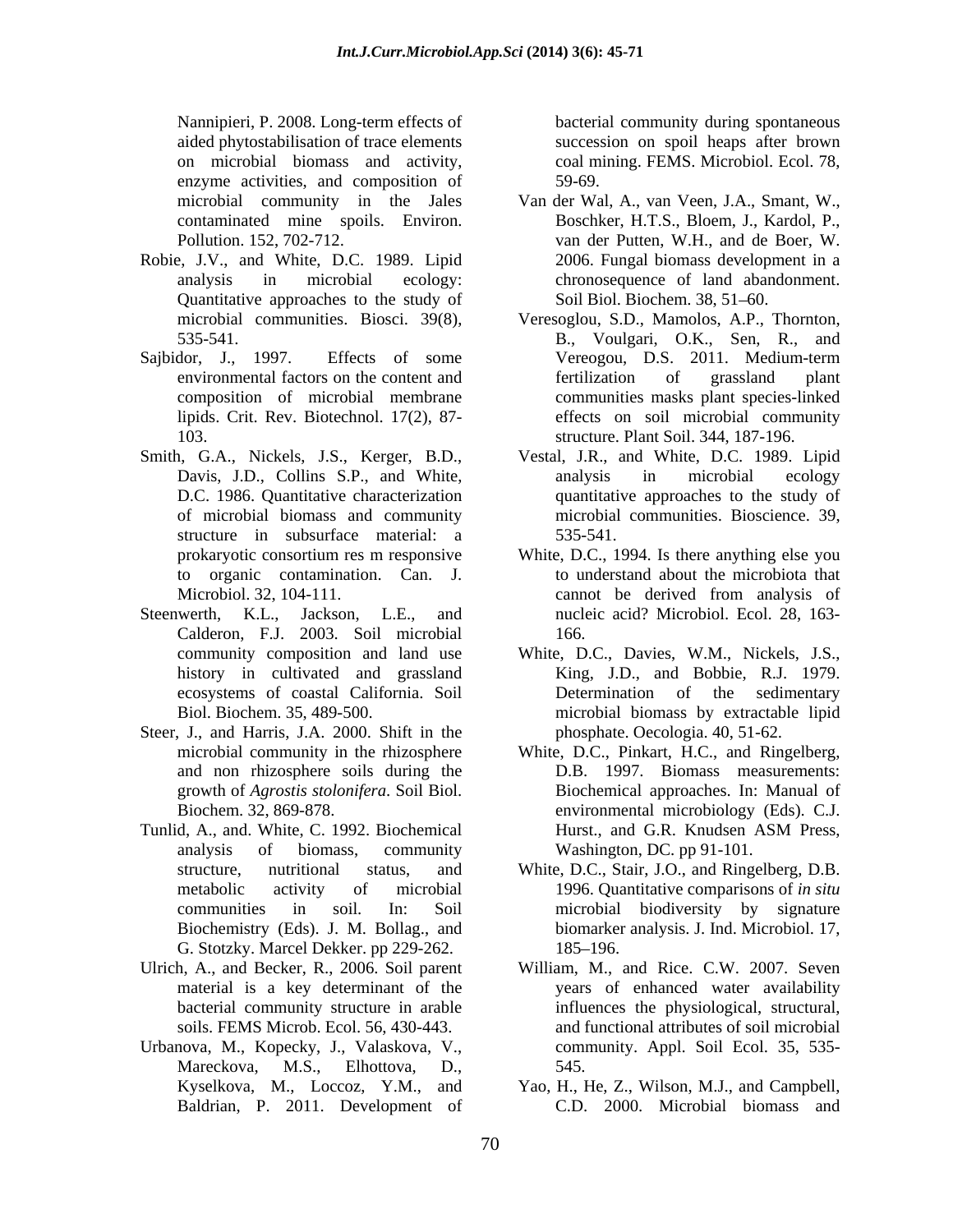Nannipieri, P. 2008. Long-term effects of aided phytostabilisation of trace elements on microbial biomass and activity, enzyme activities, and composition of microbial community in the Jales contaminated mine spoils. Environ. Pollution. 152, 702-712.

Robie, J.V., and White, D.C. 1989. Lipid analysis in microbial ecology: Quantitative approaches to the study of microbial communities. Biosci. 39(8), 535-541.

Sajbidor, J., 1997. Effects of some environmental factors on the content and composition of microbial membrane lipids. Crit. Rev. Biotechnol. 17(2), 87-103.

Smith, G.A., Nickels, J.S., Kerger, B.D., Davis, J.D., Collins S.P., and White, D.C. 1986. Quantitative characterization of microbial biomass and community structure in subsurface material: a prokaryotic consortium res m responsive to organic contamination. Can. J. Microbiol. 32, 104-111.

Steenwerth, K.L., Jackson, L.E., and Calderon, F.J. 2003. Soil microbial community composition and land use history in cultivated and grassland ecosystems of coastal California. Soil Biol. Biochem. 35, 489-500.

Steer, J., and Harris, J.A. 2000. Shift in the microbial community in the rhizosphere and non rhizosphere soils during the growth of *Agrostis stolonifera*. Soil Biol. Biochem. 32, 869-878.

Tunlid, A., and. White, C. 1992. Biochemical analysis of biomass, community structure, nutritional status, and metabolic activity of microbial communities in soil. In: Soil Biochemistry (Eds). J. M. Bollag., and G. Stotzky. Marcel Dekker. pp 229-262.

Ulrich, A., and Becker, R., 2006. Soil parent material is a key determinant of the bacterial community structure in arable soils. FEMS Microb. Ecol. 56, 430-443.

Urbanova, M., Kopecky, J., Valaskova, V., Mareckova, M.S., Elhottova, D., Kyselkova, M., Loccoz, Y.M., and Baldrian, P. 2011. Development of bacterial community during spontaneous succession on spoil heaps after brown coal mining. FEMS. Microbiol. Ecol. 78, 59-69.

Van der Wal, A., van Veen, J.A., Smant, W., Boschker, H.T.S., Bloem, J., Kardol, P., van der Putten, W.H., and de Boer, W. 2006. Fungal biomass development in a chronosequence of land abandonment. Soil Biol. Biochem. 38, 51–60.

Veresoglou, S.D., Mamolos, A.P., Thornton, B., Voulgari, O.K., Sen, R., and Vereogou, D.S. 2011. Medium-term fertilization of grassland plant communities masks plant species-linked effects on soil microbial community structure. Plant Soil. 344, 187-196.

Vestal, J.R., and White, D.C. 1989. Lipid analysis in microbial ecology quantitative approaches to the study of microbial communities. Bioscience. 39, 535-541.

White, D.C., 1994. Is there anything else you to understand about the microbiota that cannot be derived from analysis of nucleic acid? Microbiol. Ecol. 28, 163-166.

White, D.C., Davies, W.M., Nickels, J.S., King, J.D., and Bobbie, R.J. 1979. Determination of the sedimentary microbial biomass by extractable lipid phosphate. Oecologia. 40, 51-62.

White, D.C., Pinkart, H.C., and Ringelberg, D.B. 1997. Biomass measurements: Biochemical approaches. In: Manual of environmental microbiology (Eds). C.J. Hurst., and G.R. Knudsen ASM Press, Washington, DC. pp 91-101.

White, D.C., Stair, J.O., and Ringelberg, D.B. 1996. Quantitative comparisons of *in situ* microbial biodiversity by signature biomarker analysis. J. Ind. Microbiol. 17, 185–196.

William, M., and Rice. C.W. 2007. Seven years of enhanced water availability influences the physiological, structural, and functional attributes of soil microbial community. Appl. Soil Ecol. 35, 535-545.

Yao, H., He, Z., Wilson, M.J., and Campbell, C.D. 2000. Microbial biomass and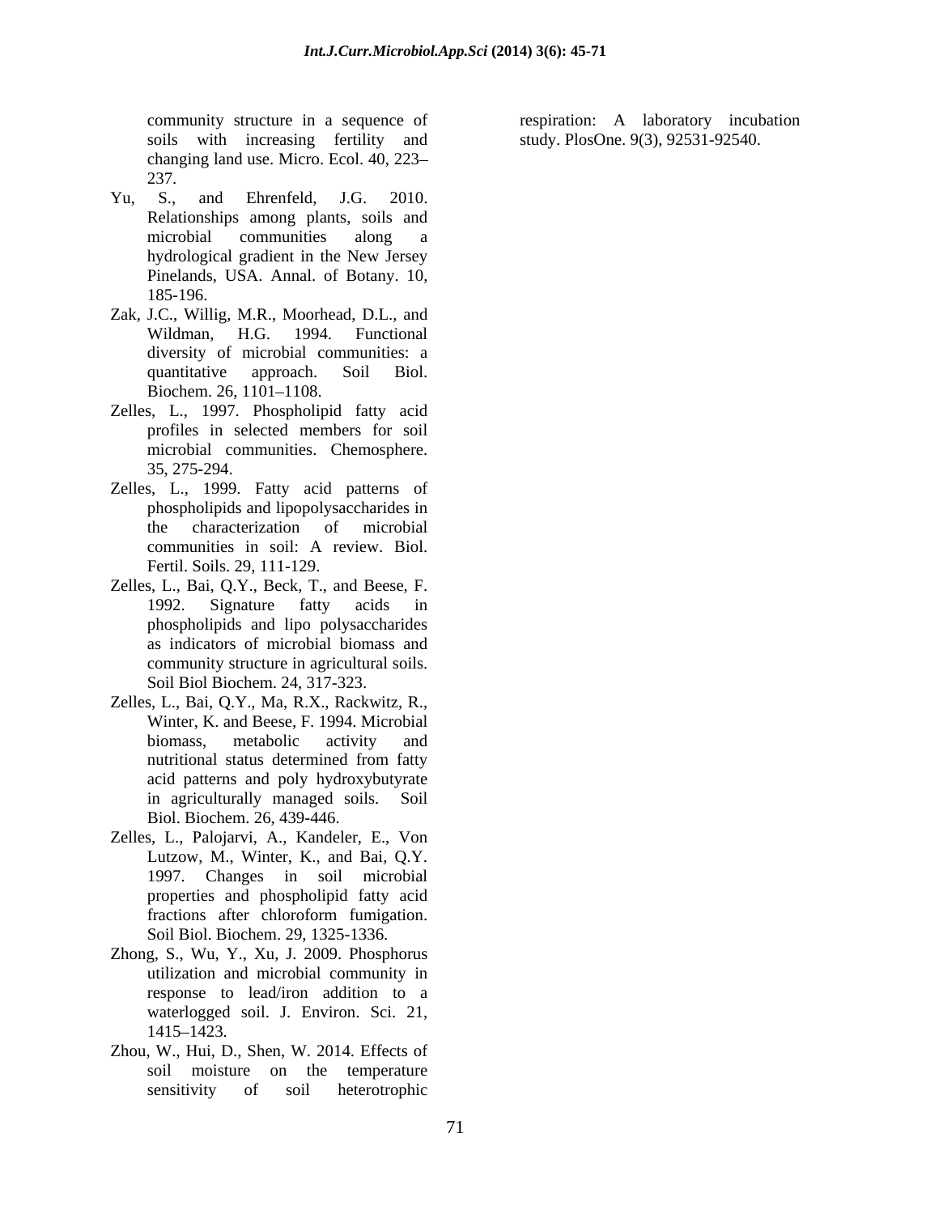community structure in a sequence of soils with increasing fertility and changing land use. Micro. Ecol. 40, 223–237.

Yu, S., and Ehrenfeld, J.G. 2010. Relationships among plants, soils and microbial communities along a hydrological gradient in the New Jersey Pinelands, USA. Annal. of Botany. 10, 185-196.

Zak, J.C., Willig, M.R., Moorhead, D.L., and Wildman, H.G. 1994. Functional diversity of microbial communities: a quantitative approach. Soil Biol. Biochem. 26, 1101–1108.

Zelles, L., 1997. Phospholipid fatty acid profiles in selected members for soil microbial communities. Chemosphere. 35, 275-294.

Zelles, L., 1999. Fatty acid patterns of phospholipids and lipopolysaccharides in the characterization of microbial communities in soil: A review. Biol. Fertil. Soils. 29, 111-129.

Zelles, L., Bai, Q.Y., Beck, T., and Beese, F. 1992. Signature fatty acids in phospholipids and lipo polysaccharides as indicators of microbial biomass and community structure in agricultural soils. Soil Biol Biochem. 24, 317-323.

Zelles, L., Bai, Q.Y., Ma, R.X., Rackwitz, R., Winter, K. and Beese, F. 1994. Microbial biomass, metabolic activity and nutritional status determined from fatty acid patterns and poly hydroxybutyrate in agriculturally managed soils. Soil Biol. Biochem. 26, 439-446.

Zelles, L., Palojarvi, A., Kandeler, E., Von Lutzow, M., Winter, K., and Bai, Q.Y. 1997. Changes in soil microbial properties and phospholipid fatty acid fractions after chloroform fumigation. Soil Biol. Biochem. 29, 1325-1336.

Zhong, S., Wu, Y., Xu, J. 2009. Phosphorus utilization and microbial community in response to lead/iron addition to a waterlogged soil. J. Environ. Sci. 21, 1415–1423.

Zhou, W., Hui, D., Shen, W. 2014. Effects of soil moisture on the temperature sensitivity of soil heterotrophic respiration: A laboratory incubation study. PlosOne. 9(3), 92531-92540.